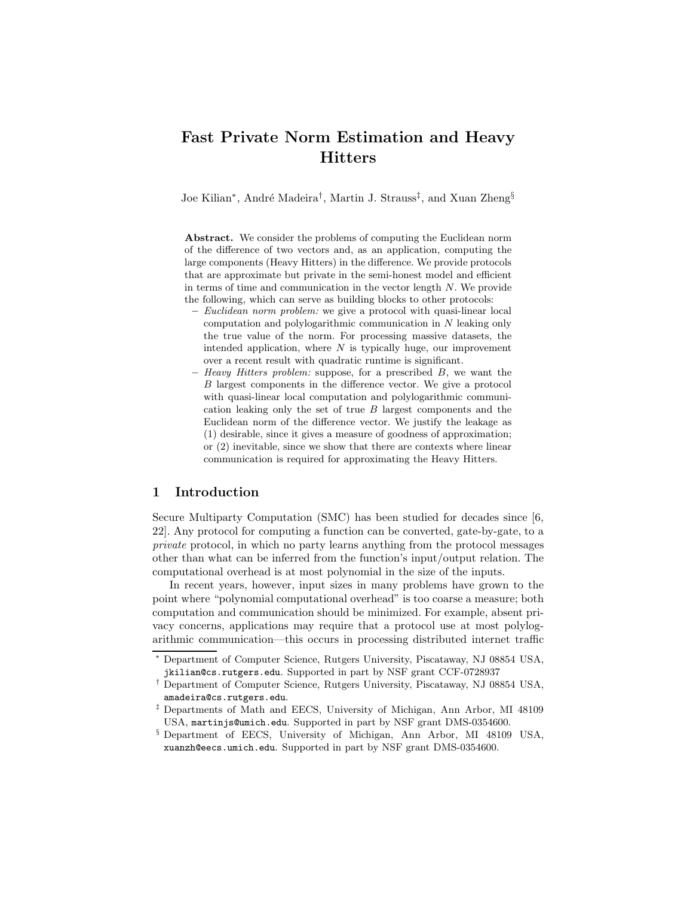# Fast Private Norm Estimation and Heavy Hitters

Joe Kilian*, André Madeira†, Martin J. Strauss‡, and Xuan Zheng§

**Abstract.** We consider the problems of computing the Euclidean norm of the difference of two vectors and, as an application, computing the large components (Heavy Hitters) in the difference. We provide protocols that are approximate but private in the semi-honest model and efficient in terms of time and communication in the vector length $N$. We provide the following, which can serve as building blocks to other protocols:

- *Euclidean norm problem:* we give a protocol with quasi-linear local computation and polylogarithmic communication in $N$ leaking only the true value of the norm. For processing massive datasets, the intended application, where $N$ is typically huge, our improvement over a recent result with quadratic runtime is significant.
- *Heavy Hitters problem:* suppose, for a prescribed $B$, we want the $B$ largest components in the difference vector. We give a protocol with quasi-linear local computation and polylogarithmic communication leaking only the set of true $B$ largest components and the Euclidean norm of the difference vector. We justify the leakage as (1) desirable, since it gives a measure of goodness of approximation; or (2) inevitable, since we show that there are contexts where linear communication is required for approximating the Heavy Hitters.

## 1 Introduction

Secure Multiparty Computation (SMC) has been studied for decades since [6, 22]. Any protocol for computing a function can be converted, gate-by-gate, to a *private* protocol, in which no party learns anything from the protocol messages other than what can be inferred from the function's input/output relation. The computational overhead is at most polynomial in the size of the inputs.

In recent years, however, input sizes in many problems have grown to the point where "polynomial computational overhead" is too coarse a measure; both computation and communication should be minimized. For example, absent privacy concerns, applications may require that a protocol use at most polylogarithmic communication—this occurs in processing distributed internet traffic

* Department of Computer Science, Rutgers University, Piscataway, NJ 08854 USA, jkilian@cs.rutgers.edu. Supported in part by NSF grant CCF-0728937

† Department of Computer Science, Rutgers University, Piscataway, NJ 08854 USA, amadeira@cs.rutgers.edu.

‡ Departments of Math and EECS, University of Michigan, Ann Arbor, MI 48109 USA, martinjs@umich.edu. Supported in part by NSF grant DMS-0354600.

§ Department of EECS, University of Michigan, Ann Arbor, MI 48109 USA, xuanzh@eecs.umich.edu. Supported in part by NSF grant DMS-0354600.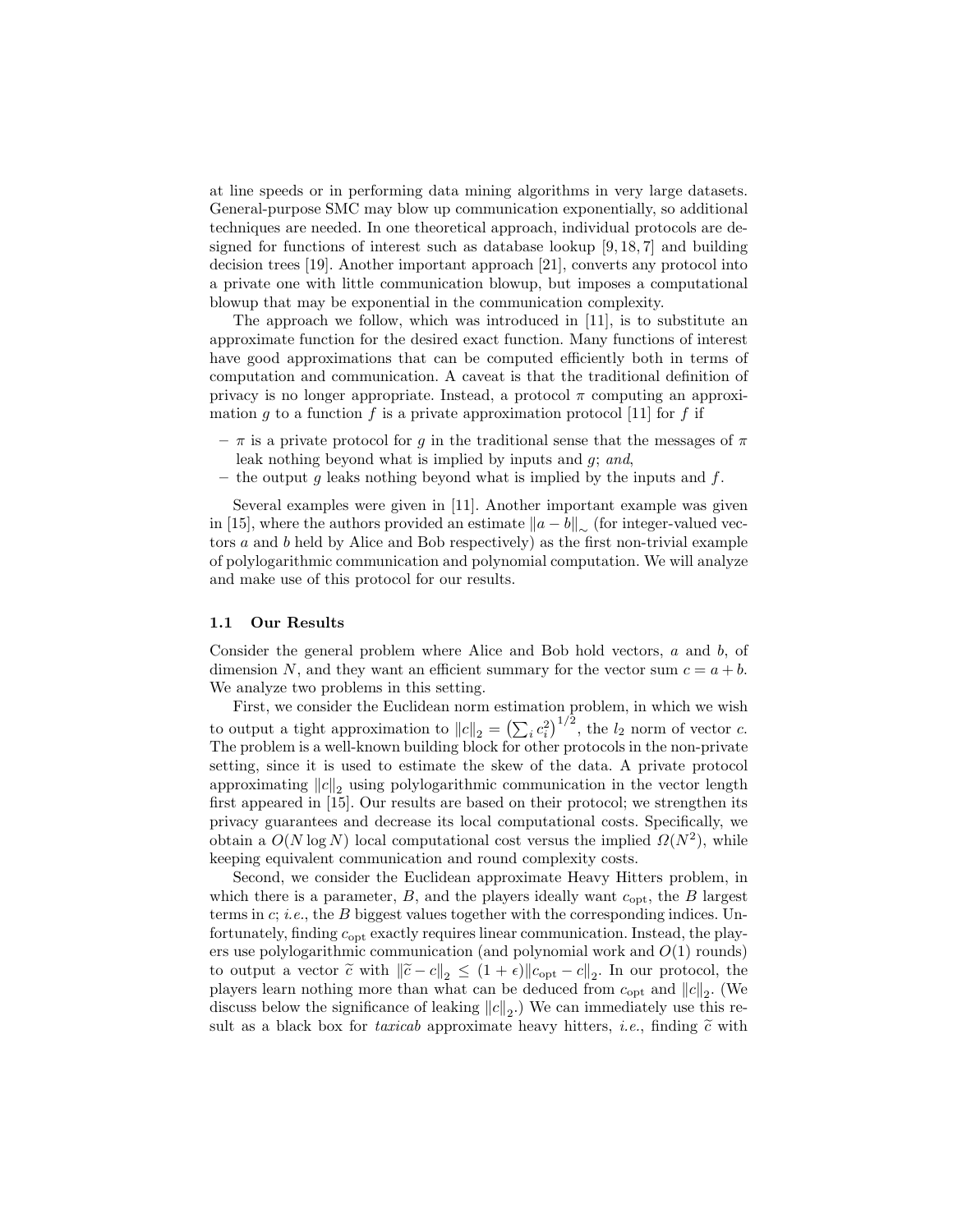at line speeds or in performing data mining algorithms in very large datasets. General-purpose SMC may blow up communication exponentially, so additional techniques are needed. In one theoretical approach, individual protocols are designed for functions of interest such as database lookup [9, 18, 7] and building decision trees [19]. Another important approach [21], converts any protocol into a private one with little communication blowup, but imposes a computational blowup that may be exponential in the communication complexity.

The approach we follow, which was introduced in [11], is to substitute an approximate function for the desired exact function. Many functions of interest have good approximations that can be computed efficiently both in terms of computation and communication. A caveat is that the traditional definition of privacy is no longer appropriate. Instead, a protocol $\pi$ computing an approximation $g$ to a function $f$ is a private approximation protocol [11] for $f$ if

- $\pi$ is a private protocol for $g$ in the traditional sense that the messages of $\pi$ leak nothing beyond what is implied by inputs and $g$; *and*,
- the output $g$ leaks nothing beyond what is implied by the inputs and $f$.

Several examples were given in [11]. Another important example was given in [15], where the authors provided an estimate $\|a - b\|_{\sim}$ (for integer-valued vectors $a$ and $b$ held by Alice and Bob respectively) as the first non-trivial example of polylogarithmic communication and polynomial computation. We will analyze and make use of this protocol for our results.

### 1.1 Our Results

Consider the general problem where Alice and Bob hold vectors, $a$ and $b$, of dimension $N$, and they want an efficient summary for the vector sum $c = a + b$. We analyze two problems in this setting.

First, we consider the Euclidean norm estimation problem, in which we wish to output a tight approximation to $\|c\|_2 = \left(\sum_i c_i^2\right)^{1/2}$, the $l_2$ norm of vector $c$. The problem is a well-known building block for other protocols in the non-private setting, since it is used to estimate the skew of the data. A private protocol approximating $\|c\|_2$ using polylogarithmic communication in the vector length first appeared in [15]. Our results are based on their protocol; we strengthen its privacy guarantees and decrease its local computational costs. Specifically, we obtain a $O(N \log N)$ local computational cost versus the implied $\Omega(N^2)$, while keeping equivalent communication and round complexity costs.

Second, we consider the Euclidean approximate Heavy Hitters problem, in which there is a parameter, $B$, and the players ideally want $c_{\text{opt}}$, the $B$ largest terms in $c$; *i.e.*, the $B$ biggest values together with the corresponding indices. Unfortunately, finding $c_{\text{opt}}$ exactly requires linear communication. Instead, the players use polylogarithmic communication (and polynomial work and $O(1)$ rounds) to output a vector $\widetilde{c}$ with $\|\widetilde{c} - c\|_2 \leq (1 + \epsilon)\|c_{\text{opt}} - c\|_2$. In our protocol, the players learn nothing more than what can be deduced from $c_{\text{opt}}$ and $\|c\|_2$. (We discuss below the significance of leaking $\|c\|_2$.) We can immediately use this result as a black box for *taxicab* approximate heavy hitters, *i.e.*, finding $\widetilde{c}$ with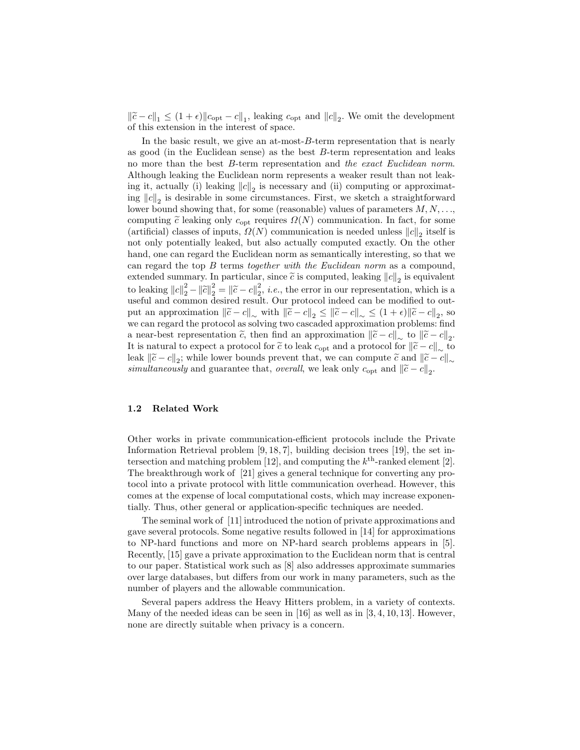$\|\widetilde{c} - c\|_1 \le (1+\epsilon)\|c_{\mathrm{opt}} - c\|_1$, leaking $c_{\mathrm{opt}}$ and $\|c\|_2$. We omit the development of this extension in the interest of space.

In the basic result, we give an at-most-$B$-term representation that is nearly as good (in the Euclidean sense) as the best $B$-term representation and leaks no more than the best $B$-term representation and *the exact Euclidean norm*. Although leaking the Euclidean norm represents a weaker result than not leaking it, actually (i) leaking $\|c\|_2$ is necessary and (ii) computing or approximating $\|c\|_2$ is desirable in some circumstances. First, we sketch a straightforward lower bound showing that, for some (reasonable) values of parameters $M, N, \ldots$, computing $\widetilde{c}$ leaking only $c_{\mathrm{opt}}$ requires $\Omega(N)$ communication. In fact, for some (artificial) classes of inputs, $\Omega(N)$ communication is needed unless $\|c\|_2$ itself is not only potentially leaked, but also actually computed exactly. On the other hand, one can regard the Euclidean norm as semantically interesting, so that we can regard the top $B$ terms *together with the Euclidean norm* as a compound, extended summary. In particular, since $\widetilde{c}$ is computed, leaking $\|c\|_2$ is equivalent to leaking $\|c\|_2^2 - \|\widetilde{c}\|_2^2 = \|\widetilde{c} - c\|_2^2$, *i.e.*, the error in our representation, which is a useful and common desired result. Our protocol indeed can be modified to output an approximation $\|\widetilde{c} - c\|_\sim$ with $\|\widetilde{c} - c\|_2 \le \|\widetilde{c} - c\|_\sim \le (1+\epsilon)\|\widetilde{c} - c\|_2$, so we can regard the protocol as solving two cascaded approximation problems: find a near-best representation $\widetilde{c}$, then find an approximation $\|\widetilde{c} - c\|_\sim$ to $\|\widetilde{c} - c\|_2$. It is natural to expect a protocol for $\widetilde{c}$ to leak $c_{\mathrm{opt}}$ and a protocol for $\|\widetilde{c} - c\|_\sim$ to leak $\|\widetilde{c} - c\|_2$; while lower bounds prevent that, we can compute $\widetilde{c}$ and $\|\widetilde{c} - c\|_\sim$ *simultaneously* and guarantee that, *overall*, we leak only $c_{\mathrm{opt}}$ and $\|\widetilde{c} - c\|_2$.

### 1.2 Related Work

Other works in private communication-efficient protocols include the Private Information Retrieval problem [9, 18, 7], building decision trees [19], the set intersection and matching problem [12], and computing the $k^{\mathrm{th}}$-ranked element [2]. The breakthrough work of [21] gives a general technique for converting any protocol into a private protocol with little communication overhead. However, this comes at the expense of local computational costs, which may increase exponentially. Thus, other general or application-specific techniques are needed.

The seminal work of [11] introduced the notion of private approximations and gave several protocols. Some negative results followed in [14] for approximations to NP-hard functions and more on NP-hard search problems appears in [5]. Recently, [15] gave a private approximation to the Euclidean norm that is central to our paper. Statistical work such as [8] also addresses approximate summaries over large databases, but differs from our work in many parameters, such as the number of players and the allowable communication.

Several papers address the Heavy Hitters problem, in a variety of contexts. Many of the needed ideas can be seen in [16] as well as in [3, 4, 10, 13]. However, none are directly suitable when privacy is a concern.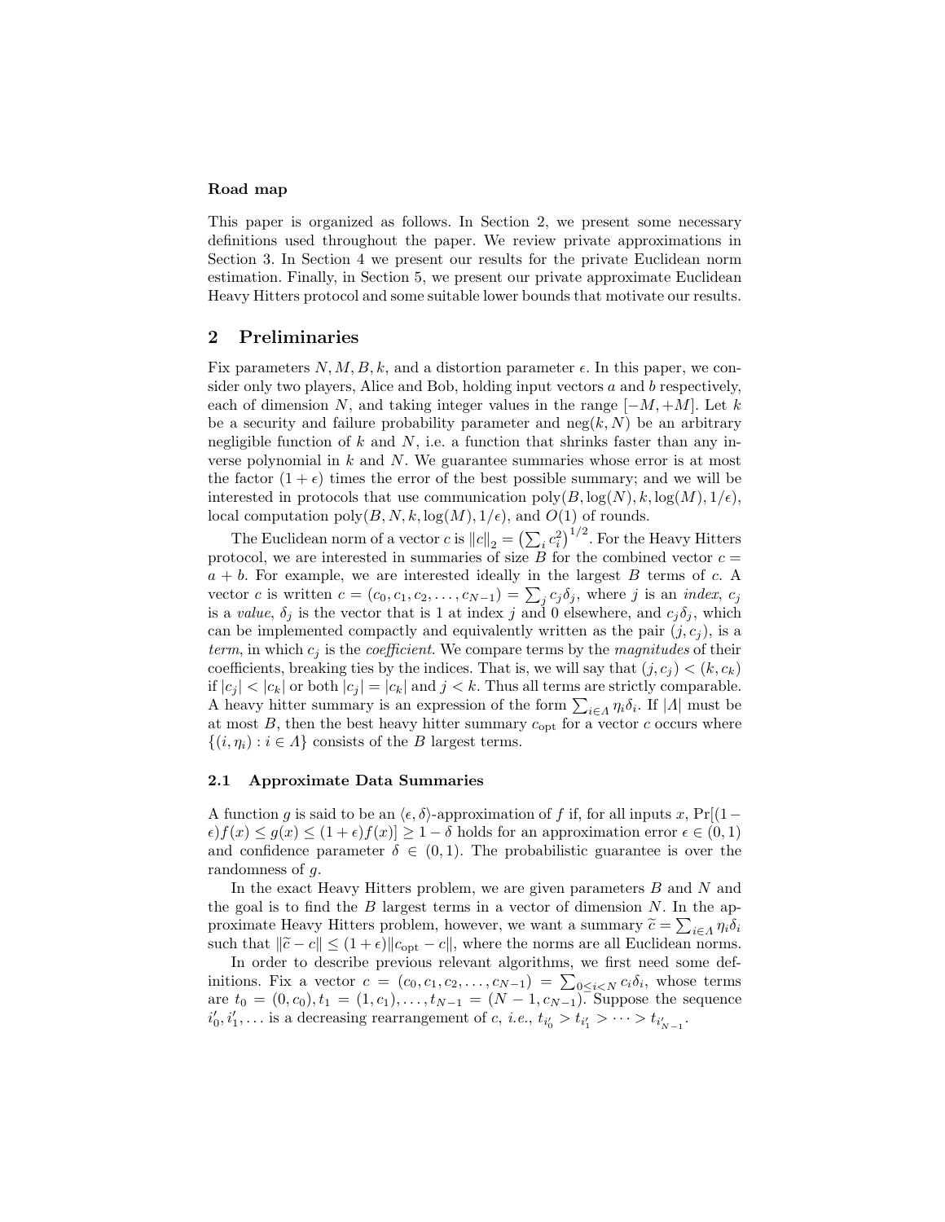**Road map**

This paper is organized as follows. In Section 2, we present some necessary definitions used throughout the paper. We review private approximations in Section 3. In Section 4 we present our results for the private Euclidean norm estimation. Finally, in Section 5, we present our private approximate Euclidean Heavy Hitters protocol and some suitable lower bounds that motivate our results.

## 2 Preliminaries

Fix parameters $N, M, B, k$, and a distortion parameter $\epsilon$. In this paper, we consider only two players, Alice and Bob, holding input vectors $a$ and $b$ respectively, each of dimension $N$, and taking integer values in the range $[-M, +M]$. Let $k$ be a security and failure probability parameter and $\text{neg}(k, N)$ be an arbitrary negligible function of $k$ and $N$, i.e. a function that shrinks faster than any inverse polynomial in $k$ and $N$. We guarantee summaries whose error is at most the factor $(1+\epsilon)$ times the error of the best possible summary; and we will be interested in protocols that use communication $\text{poly}(B, \log(N), k, \log(M), 1/\epsilon)$, local computation $\text{poly}(B, N, k, \log(M), 1/\epsilon)$, and $O(1)$ of rounds.

The Euclidean norm of a vector $c$ is $\|c\|_2 = \left(\sum_i c_i^2\right)^{1/2}$. For the Heavy Hitters protocol, we are interested in summaries of size $B$ for the combined vector $c = a + b$. For example, we are interested ideally in the largest $B$ terms of $c$. A vector $c$ is written $c = (c_0, c_1, c_2, \ldots, c_{N-1}) = \sum_j c_j \delta_j$, where $j$ is an *index*, $c_j$ is a *value*, $\delta_j$ is the vector that is 1 at index $j$ and 0 elsewhere, and $c_j \delta_j$, which can be implemented compactly and equivalently written as the pair $(j, c_j)$, is a *term*, in which $c_j$ is the *coefficient*. We compare terms by the *magnitudes* of their coefficients, breaking ties by the indices. That is, we will say that $(j, c_j) < (k, c_k)$ if $|c_j| < |c_k|$ or both $|c_j| = |c_k|$ and $j < k$. Thus all terms are strictly comparable. A heavy hitter summary is an expression of the form $\sum_{i \in \Lambda} \eta_i \delta_i$. If $|\Lambda|$ must be at most $B$, then the best heavy hitter summary $c_{\text{opt}}$ for a vector $c$ occurs where $\{(i, \eta_i) : i \in \Lambda\}$ consists of the $B$ largest terms.

### 2.1 Approximate Data Summaries

A function $g$ is said to be an $\langle \epsilon, \delta \rangle$-approximation of $f$ if, for all inputs $x$, $\Pr[(1-\epsilon)f(x) \leq g(x) \leq (1+\epsilon)f(x)] \geq 1 - \delta$ holds for an approximation error $\epsilon \in (0, 1)$ and confidence parameter $\delta \in (0, 1)$. The probabilistic guarantee is over the randomness of $g$.

In the exact Heavy Hitters problem, we are given parameters $B$ and $N$ and the goal is to find the $B$ largest terms in a vector of dimension $N$. In the approximate Heavy Hitters problem, however, we want a summary $\widetilde{c} = \sum_{i \in \Lambda} \eta_i \delta_i$ such that $\|\widetilde{c} - c\| \leq (1+\epsilon)\|c_{\text{opt}} - c\|$, where the norms are all Euclidean norms.

In order to describe previous relevant algorithms, we first need some definitions. Fix a vector $c = (c_0, c_1, c_2, \ldots, c_{N-1}) = \sum_{0 \leq i < N} c_i \delta_i$, whose terms are $t_0 = (0, c_0), t_1 = (1, c_1), \ldots, t_{N-1} = (N-1, c_{N-1})$. Suppose the sequence $i'_0, i'_1, \ldots$ is a decreasing rearrangement of $c$, *i.e.*, $t_{i'_0} > t_{i'_1} > \cdots > t_{i'_{N-1}}$.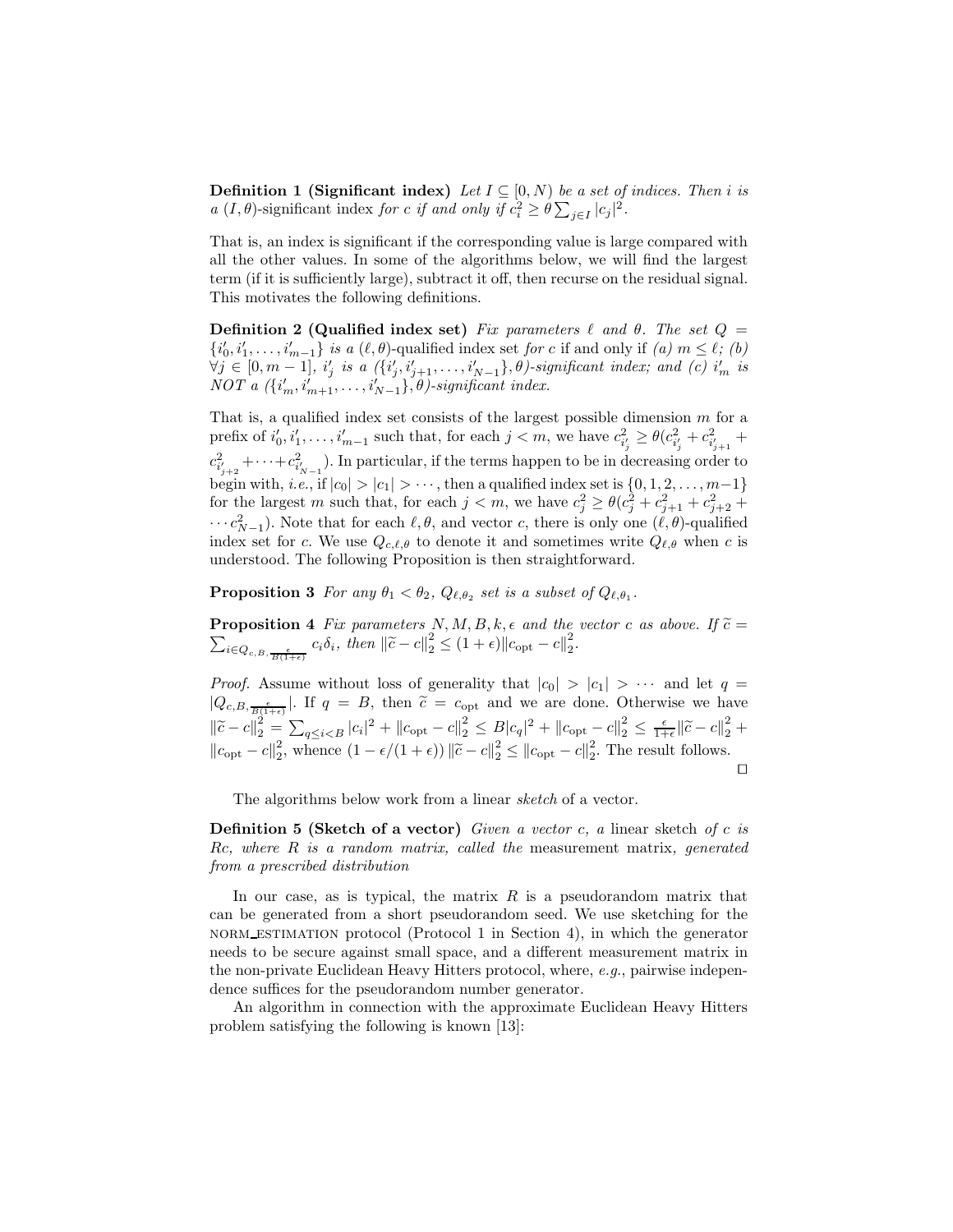**Definition 1 (Significant index)** *Let $I \subseteq [0, N)$ be a set of indices. Then $i$ is a $(I, \theta)$-*significant index *for $c$ if and only if $c_i^2 \geq \theta \sum_{j \in I} |c_j|^2$.*

That is, an index is significant if the corresponding value is large compared with all the other values. In some of the algorithms below, we will find the largest term (if it is sufficiently large), subtract it off, then recurse on the residual signal. This motivates the following definitions.

**Definition 2 (Qualified index set)** *Fix parameters $\ell$ and $\theta$. The set $Q = \{i'_0, i'_1, \ldots, i'_{m-1}\}$ is a $(\ell, \theta)$-*qualified index set *for $c$* if and only if *(a) $m \leq \ell$; (b) $\forall j \in [0, m-1]$, $i'_j$ is a $(\{i'_j, i'_{j+1}, \ldots, i'_{N-1}\}, \theta)$-significant index; and (c) $i'_m$ is NOT a $(\{i'_m, i'_{m+1}, \ldots, i'_{N-1}\}, \theta)$-significant index.*

That is, a qualified index set consists of the largest possible dimension $m$ for a prefix of $i'_0, i'_1, \ldots, i'_{m-1}$ such that, for each $j < m$, we have $c^2_{i'_j} \geq \theta(c^2_{i'_j} + c^2_{i'_{j+1}} + c^2_{i'_{j+2}} + \cdots + c^2_{i'_{N-1}})$. In particular, if the terms happen to be in decreasing order to begin with, *i.e.*, if $|c_0| > |c_1| > \cdots$, then a qualified index set is $\{0, 1, 2, \ldots, m-1\}$ for the largest $m$ such that, for each $j < m$, we have $c_j^2 \geq \theta(c_j^2 + c_{j+1}^2 + c_{j+2}^2 + \cdots c_{N-1}^2)$. Note that for each $\ell, \theta$, and vector $c$, there is only one $(\ell, \theta)$-qualified index set for $c$. We use $Q_{c,\ell,\theta}$ to denote it and sometimes write $Q_{\ell,\theta}$ when $c$ is understood. The following Proposition is then straightforward.

**Proposition 3** *For any $\theta_1 < \theta_2$, $Q_{\ell,\theta_2}$ set is a subset of $Q_{\ell,\theta_1}$.*

**Proposition 4** *Fix parameters $N, M, B, k, \epsilon$ and the vector $c$ as above. If $\widetilde{c} = \sum_{i \in Q_{c,B,\frac{\epsilon}{B(1+\epsilon)}}} c_i \delta_i$, then $\|\widetilde{c} - c\|_2^2 \leq (1+\epsilon)\|c_{\text{opt}} - c\|_2^2$.*

*Proof.* Assume without loss of generality that $|c_0| > |c_1| > \cdots$ and let $q = |Q_{c,B,\frac{\epsilon}{B(1+\epsilon)}}|$. If $q = B$, then $\widetilde{c} = c_{\text{opt}}$ and we are done. Otherwise we have $\|\widetilde{c} - c\|_2^2 = \sum_{q \leq i < B} |c_i|^2 + \|c_{\text{opt}} - c\|_2^2 \leq B|c_q|^2 + \|c_{\text{opt}} - c\|_2^2 \leq \frac{\epsilon}{1+\epsilon}\|\widetilde{c} - c\|_2^2 + \|c_{\text{opt}} - c\|_2^2$, whence $(1 - \epsilon/(1+\epsilon))\|\widetilde{c} - c\|_2^2 \leq \|c_{\text{opt}} - c\|_2^2$. The result follows. □

The algorithms below work from a linear *sketch* of a vector.

**Definition 5 (Sketch of a vector)** *Given a vector $c$, a* linear sketch *of $c$ is $Rc$, where $R$ is a random matrix, called the* measurement matrix*, generated from a prescribed distribution*

In our case, as is typical, the matrix $R$ is a pseudorandom matrix that can be generated from a short pseudorandom seed. We use sketching for the NORM_ESTIMATION protocol (Protocol 1 in Section 4), in which the generator needs to be secure against small space, and a different measurement matrix in the non-private Euclidean Heavy Hitters protocol, where, *e.g.*, pairwise independence suffices for the pseudorandom number generator.

An algorithm in connection with the approximate Euclidean Heavy Hitters problem satisfying the following is known [13]: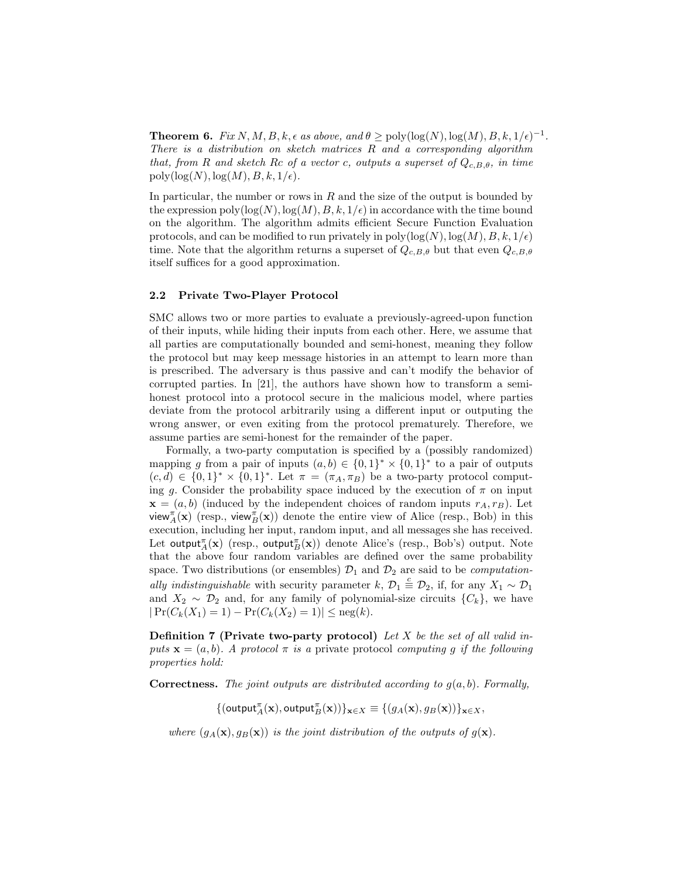**Theorem 6.** *Fix $N, M, B, k, \epsilon$ as above, and $\theta \geq \text{poly}(\log(N), \log(M), B, k, 1/\epsilon)^{-1}$. There is a distribution on sketch matrices $R$ and a corresponding algorithm that, from $R$ and sketch $Rc$ of a vector $c$, outputs a superset of $Q_{c,B,\theta}$, in time $\text{poly}(\log(N), \log(M), B, k, 1/\epsilon)$.*

In particular, the number or rows in $R$ and the size of the output is bounded by the expression $\text{poly}(\log(N), \log(M), B, k, 1/\epsilon)$ in accordance with the time bound on the algorithm. The algorithm admits efficient Secure Function Evaluation protocols, and can be modified to run privately in $\text{poly}(\log(N), \log(M), B, k, 1/\epsilon)$ time. Note that the algorithm returns a superset of $Q_{c,B,\theta}$ but that even $Q_{c,B,\theta}$ itself suffices for a good approximation.

### 2.2 Private Two-Player Protocol

SMC allows two or more parties to evaluate a previously-agreed-upon function of their inputs, while hiding their inputs from each other. Here, we assume that all parties are computationally bounded and semi-honest, meaning they follow the protocol but may keep message histories in an attempt to learn more than is prescribed. The adversary is thus passive and can't modify the behavior of corrupted parties. In [21], the authors have shown how to transform a semi-honest protocol into a protocol secure in the malicious model, where parties deviate from the protocol arbitrarily using a different input or outputing the wrong answer, or even exiting from the protocol prematurely. Therefore, we assume parties are semi-honest for the remainder of the paper.

Formally, a two-party computation is specified by a (possibly randomized) mapping $g$ from a pair of inputs $(a, b) \in \{0,1\}^* \times \{0,1\}^*$ to a pair of outputs $(c, d) \in \{0,1\}^* \times \{0,1\}^*$. Let $\pi = (\pi_A, \pi_B)$ be a two-party protocol computing $g$. Consider the probability space induced by the execution of $\pi$ on input $\mathbf{x} = (a, b)$ (induced by the independent choices of random inputs $r_A, r_B$). Let $\mathsf{view}_A^\pi(\mathbf{x})$ (resp., $\mathsf{view}_B^\pi(\mathbf{x})$) denote the entire view of Alice (resp., Bob) in this execution, including her input, random input, and all messages she has received. Let $\mathsf{output}_A^\pi(\mathbf{x})$ (resp., $\mathsf{output}_B^\pi(\mathbf{x})$) denote Alice's (resp., Bob's) output. Note that the above four random variables are defined over the same probability space. Two distributions (or ensembles) $\mathcal{D}_1$ and $\mathcal{D}_2$ are said to be *computationally indistinguishable* with security parameter $k$, $\mathcal{D}_1 \stackrel{c}{\equiv} \mathcal{D}_2$, if, for any $X_1 \sim \mathcal{D}_1$ and $X_2 \sim \mathcal{D}_2$ and, for any family of polynomial-size circuits $\{C_k\}$, we have $|\Pr(C_k(X_1) = 1) - \Pr(C_k(X_2) = 1)| \leq \text{neg}(k)$.

**Definition 7 (Private two-party protocol)** *Let $X$ be the set of all valid inputs $\mathbf{x} = (a, b)$. A protocol $\pi$ is a* private protocol *computing $g$ if the following properties hold:*

**Correctness.** *The joint outputs are distributed according to $g(a, b)$. Formally,*

$$\{(\mathsf{output}_A^\pi(\mathbf{x}), \mathsf{output}_B^\pi(\mathbf{x}))\}_{\mathbf{x} \in X} \equiv \{(g_A(\mathbf{x}), g_B(\mathbf{x}))\}_{\mathbf{x} \in X},$$

*where $(g_A(\mathbf{x}), g_B(\mathbf{x}))$ is the joint distribution of the outputs of $g(\mathbf{x})$.*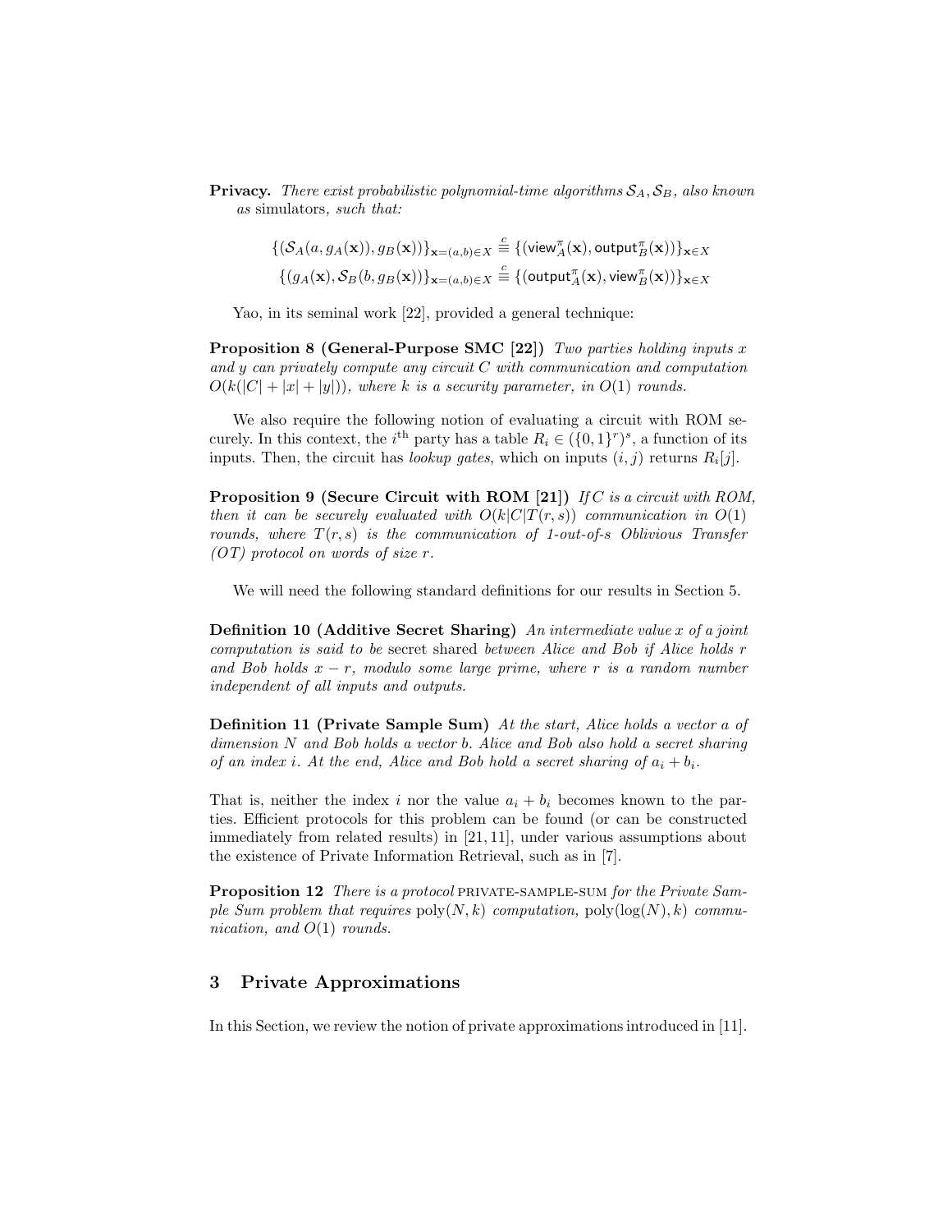**Privacy.** *There exist probabilistic polynomial-time algorithms $\mathcal{S}_A, \mathcal{S}_B$, also known as* simulators*, such that:*

$$\{(\mathcal{S}_A(a, g_A(\mathbf{x})), g_B(\mathbf{x}))\}_{\mathbf{x}=(a,b)\in X} \stackrel{c}{\equiv} \{(\mathsf{view}^{\pi}_A(\mathbf{x}), \mathsf{output}^{\pi}_B(\mathbf{x}))\}_{\mathbf{x}\in X}$$
$$\{(g_A(\mathbf{x}), \mathcal{S}_B(b, g_B(\mathbf{x}))\}_{\mathbf{x}=(a,b)\in X} \stackrel{c}{\equiv} \{(\mathsf{output}^{\pi}_A(\mathbf{x}), \mathsf{view}^{\pi}_B(\mathbf{x}))\}_{\mathbf{x}\in X}$$

Yao, in its seminal work [22], provided a general technique:

**Proposition 8 (General-Purpose SMC [22])** *Two parties holding inputs $x$ and $y$ can privately compute any circuit $C$ with communication and computation $O(k(|C| + |x| + |y|))$, where $k$ is a security parameter, in $O(1)$ rounds.*

We also require the following notion of evaluating a circuit with ROM securely. In this context, the $i^{\text{th}}$ party has a table $R_i \in (\{0,1\}^r)^s$, a function of its inputs. Then, the circuit has *lookup gates*, which on inputs $(i, j)$ returns $R_i[j]$.

**Proposition 9 (Secure Circuit with ROM [21])** *If $C$ is a circuit with ROM, then it can be securely evaluated with $O(k|C|T(r, s))$ communication in $O(1)$ rounds, where $T(r, s)$ is the communication of 1-out-of-s Oblivious Transfer (OT) protocol on words of size $r$.*

We will need the following standard definitions for our results in Section 5.

**Definition 10 (Additive Secret Sharing)** *An intermediate value $x$ of a joint computation is said to be* secret shared *between Alice and Bob if Alice holds $r$ and Bob holds $x - r$, modulo some large prime, where $r$ is a random number independent of all inputs and outputs.*

**Definition 11 (Private Sample Sum)** *At the start, Alice holds a vector $a$ of dimension $N$ and Bob holds a vector $b$. Alice and Bob also hold a secret sharing of an index $i$. At the end, Alice and Bob hold a secret sharing of $a_i + b_i$.*

That is, neither the index $i$ nor the value $a_i + b_i$ becomes known to the parties. Efficient protocols for this problem can be found (or can be constructed immediately from related results) in [21, 11], under various assumptions about the existence of Private Information Retrieval, such as in [7].

**Proposition 12** *There is a protocol* PRIVATE-SAMPLE-SUM *for the Private Sample Sum problem that requires $\text{poly}(N, k)$ computation, $\text{poly}(\log(N), k)$ communication, and $O(1)$ rounds.*

## 3 Private Approximations

In this Section, we review the notion of private approximations introduced in [11].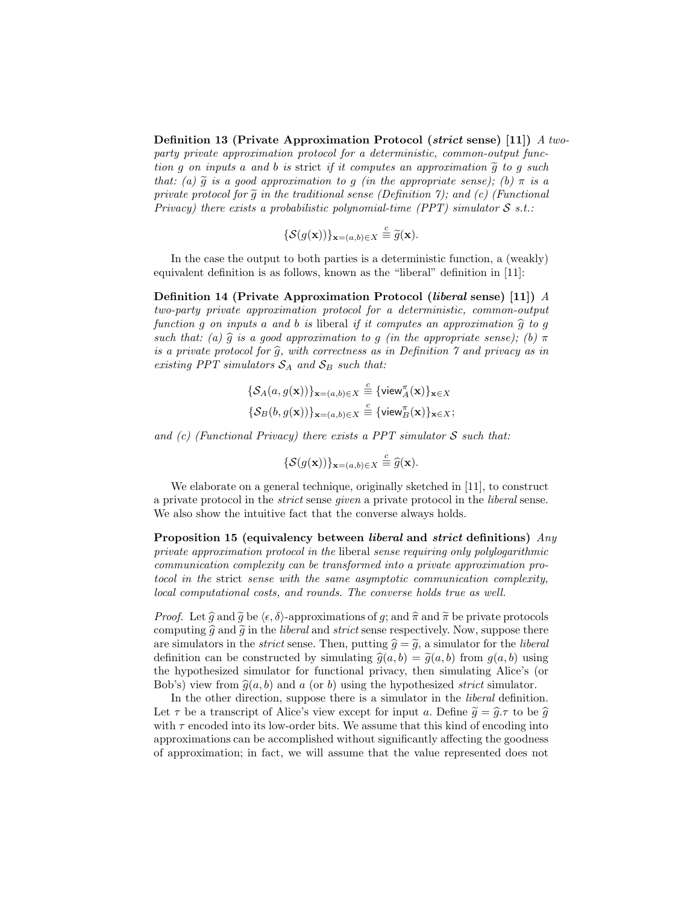**Definition 13 (Private Approximation Protocol (*strict* sense) [11])** *A two-party private approximation protocol for a deterministic, common-output function $g$ on inputs $a$ and $b$ is* strict *if it computes an approximation $\widetilde{g}$ to $g$ such that: (a) $\widetilde{g}$ is a good approximation to $g$ (in the appropriate sense); (b) $\pi$ is a private protocol for $\widetilde{g}$ in the traditional sense (Definition 7); and (c) (Functional Privacy) there exists a probabilistic polynomial-time (PPT) simulator $\mathcal{S}$ s.t.:*

$$\{\mathcal{S}(g(\mathbf{x}))\}_{\mathbf{x}=(a,b)\in X} \stackrel{c}{\equiv} \widetilde{g}(\mathbf{x}).$$

In the case the output to both parties is a deterministic function, a (weakly) equivalent definition is as follows, known as the "liberal" definition in [11]:

**Definition 14 (Private Approximation Protocol (*liberal* sense) [11])** *A two-party private approximation protocol for a deterministic, common-output function $g$ on inputs $a$ and $b$ is* liberal *if it computes an approximation $\widehat{g}$ to $g$ such that: (a) $\widehat{g}$ is a good approximation to $g$ (in the appropriate sense); (b) $\pi$ is a private protocol for $\widehat{g}$, with correctness as in Definition 7 and privacy as in existing PPT simulators $\mathcal{S}_A$ and $\mathcal{S}_B$ such that:*

$$\{\mathcal{S}_A(a, g(\mathbf{x}))\}_{\mathbf{x}=(a,b)\in X} \stackrel{c}{\equiv} \{\mathsf{view}^{\pi}_A(\mathbf{x})\}_{\mathbf{x}\in X}$$
$$\{\mathcal{S}_B(b, g(\mathbf{x}))\}_{\mathbf{x}=(a,b)\in X} \stackrel{c}{\equiv} \{\mathsf{view}^{\pi}_B(\mathbf{x})\}_{\mathbf{x}\in X};$$

*and (c) (Functional Privacy) there exists a PPT simulator $\mathcal{S}$ such that:*

$$\{\mathcal{S}(g(\mathbf{x}))\}_{\mathbf{x}=(a,b)\in X} \stackrel{c}{\equiv} \widehat{g}(\mathbf{x}).$$

We elaborate on a general technique, originally sketched in [11], to construct a private protocol in the *strict* sense *given* a private protocol in the *liberal* sense. We also show the intuitive fact that the converse always holds.

**Proposition 15 (equivalency between *liberal* and *strict* definitions)** *Any private approximation protocol in the* liberal *sense requiring only polylogarithmic communication complexity can be transformed into a private approximation protocol in the* strict *sense with the same asymptotic communication complexity, local computational costs, and rounds. The converse holds true as well.*

*Proof.* Let $\widehat{g}$ and $\widetilde{g}$ be $\langle\epsilon, \delta\rangle$-approximations of $g$; and $\widehat{\pi}$ and $\widetilde{\pi}$ be private protocols computing $\widehat{g}$ and $\widetilde{g}$ in the *liberal* and *strict* sense respectively. Now, suppose there are simulators in the *strict* sense. Then, putting $\widehat{g} = \widetilde{g}$, a simulator for the *liberal* definition can be constructed by simulating $\widehat{g}(a, b) = \widetilde{g}(a, b)$ from $g(a, b)$ using the hypothesized simulator for functional privacy, then simulating Alice's (or Bob's) view from $\widehat{g}(a, b)$ and $a$ (or $b$) using the hypothesized *strict* simulator.

In the other direction, suppose there is a simulator in the *liberal* definition. Let $\tau$ be a transcript of Alice's view except for input $a$. Define $\widetilde{g} = \widehat{g}.\tau$ to be $\widehat{g}$ with $\tau$ encoded into its low-order bits. We assume that this kind of encoding into approximations can be accomplished without significantly affecting the goodness of approximation; in fact, we will assume that the value represented does not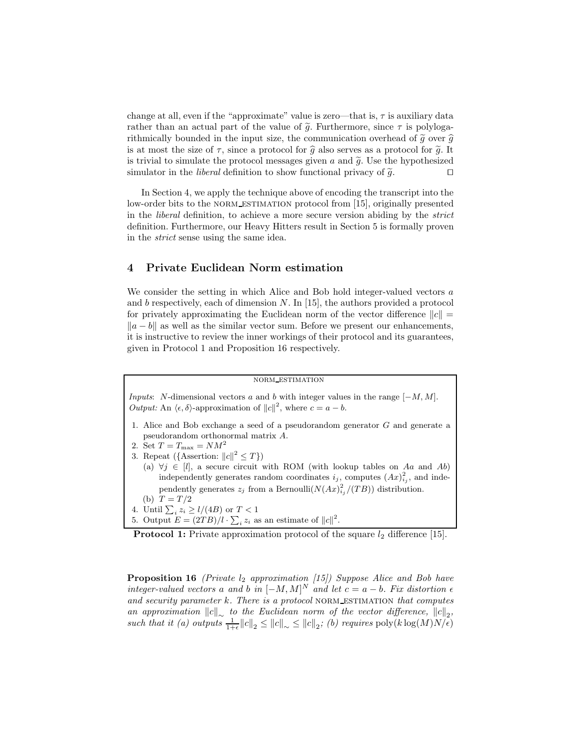change at all, even if the "approximate" value is zero—that is, $\tau$ is auxiliary data rather than an actual part of the value of $\widetilde{g}$. Furthermore, since $\tau$ is polylogarithmically bounded in the input size, the communication overhead of $\widetilde{g}$ over $\widehat{g}$ is at most the size of $\tau$, since a protocol for $\widehat{g}$ also serves as a protocol for $\widetilde{g}$. It is trivial to simulate the protocol messages given $a$ and $\widetilde{g}$. Use the hypothesized simulator in the *liberal* definition to show functional privacy of $\widetilde{g}$. ⊓⊔

In Section 4, we apply the technique above of encoding the transcript into the low-order bits to the NORM_ESTIMATION protocol from [15], originally presented in the *liberal* definition, to achieve a more secure version abiding by the *strict* definition. Furthermore, our Heavy Hitters result in Section 5 is formally proven in the *strict* sense using the same idea.

## 4 Private Euclidean Norm estimation

We consider the setting in which Alice and Bob hold integer-valued vectors $a$ and $b$ respectively, each of dimension $N$. In [15], the authors provided a protocol for privately approximating the Euclidean norm of the vector difference $\|c\| = \|a - b\|$ as well as the similar vector sum. Before we present our enhancements, it is instructive to review the inner workings of their protocol and its guarantees, given in Protocol 1 and Proposition 16 respectively.

---

NORM_ESTIMATION

*Inputs*: $N$-dimensional vectors $a$ and $b$ with integer values in the range $[-M, M]$.
*Output:* An $\langle \epsilon, \delta \rangle$-approximation of $\|c\|^2$, where $c = a - b$.

1. Alice and Bob exchange a seed of a pseudorandom generator $G$ and generate a pseudorandom orthonormal matrix $A$.
2. Set $T = T_{\max} = NM^2$
3. Repeat ({Assertion: $\|c\|^2 \leq T$})
   (a) $\forall j \in [l]$, a secure circuit with ROM (with lookup tables on $Aa$ and $Ab$) independently generates random coordinates $i_j$, computes $(Ax)^2_{i_j}$, and independently generates $z_j$ from a Bernoulli$(N(Ax)^2_{i_j}/(TB))$ distribution.
   (b) $T = T/2$
4. Until $\sum_i z_i \geq l/(4B)$ or $T < 1$
5. Output $E = (2TB)/l \cdot \sum_i z_i$ as an estimate of $\|c\|^2$.

---

**Protocol 1:** Private approximation protocol of the square $l_2$ difference [15].

**Proposition 16** *(Private $l_2$ approximation [15]) Suppose Alice and Bob have integer-valued vectors $a$ and $b$ in $[-M, M]^N$ and let $c = a - b$. Fix distortion $\epsilon$ and security parameter $k$. There is a protocol* NORM_ESTIMATION *that computes an approximation $\|c\|_\sim$ to the Euclidean norm of the vector difference, $\|c\|_2$, such that it (a) outputs $\frac{1}{1+\epsilon}\|c\|_2 \leq \|c\|_\sim \leq \|c\|_2$; (b) requires* $\mathrm{poly}(k \log(M)N/\epsilon)$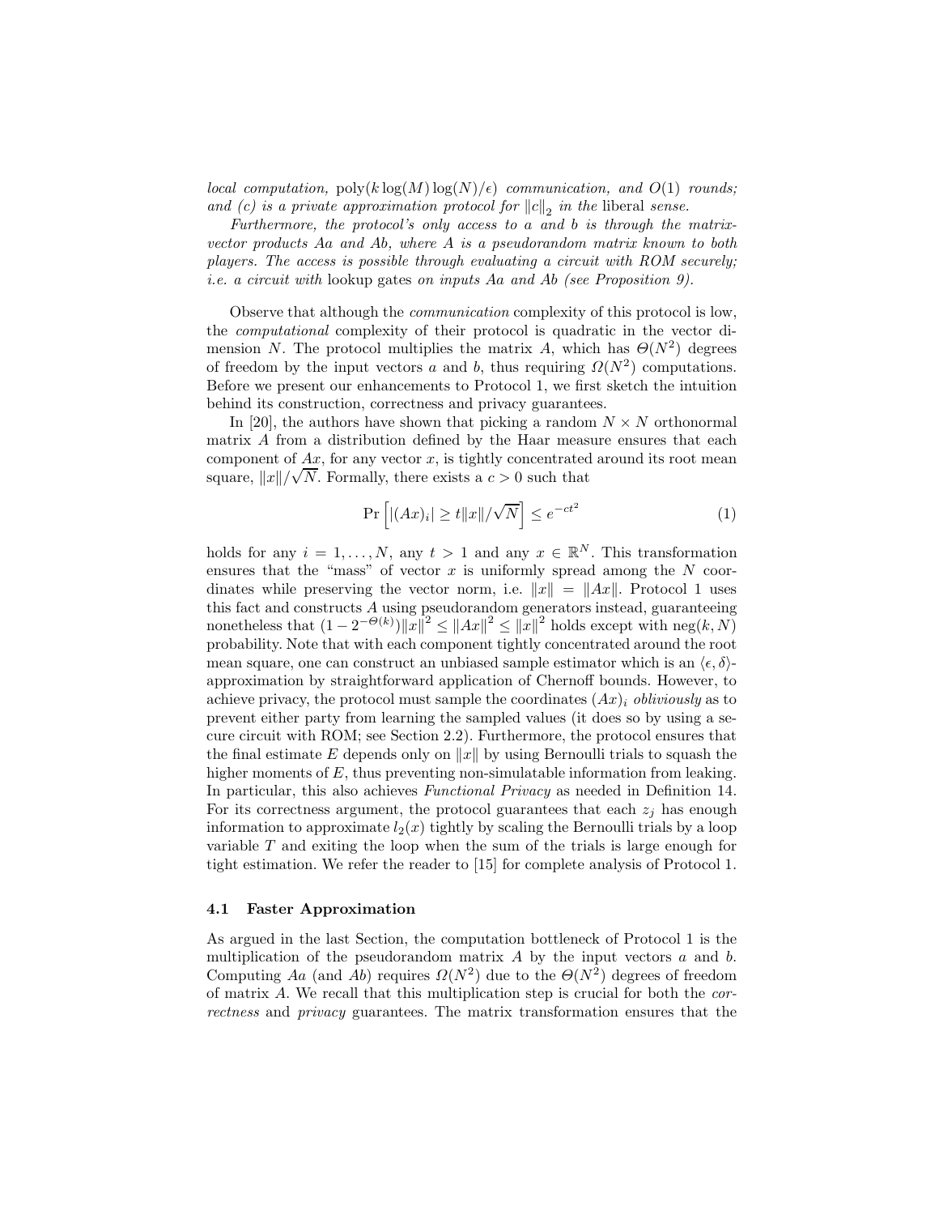*local computation,* $\text{poly}(k \log(M) \log(N)/\epsilon)$ *communication, and* $O(1)$ *rounds; and (c) is a private approximation protocol for* $\|c\|_2$ *in the* liberal *sense.*

*Furthermore, the protocol's only access to* $a$ *and* $b$ *is through the matrix-vector products* $Aa$ *and* $Ab$*, where* $A$ *is a pseudorandom matrix known to both players. The access is possible through evaluating a circuit with ROM securely; i.e. a circuit with* lookup gates *on inputs* $Aa$ *and* $Ab$ *(see Proposition 9).*

Observe that although the *communication* complexity of this protocol is low, the *computational* complexity of their protocol is quadratic in the vector dimension $N$. The protocol multiplies the matrix $A$, which has $\Theta(N^2)$ degrees of freedom by the input vectors $a$ and $b$, thus requiring $\Omega(N^2)$ computations. Before we present our enhancements to Protocol 1, we first sketch the intuition behind its construction, correctness and privacy guarantees.

In [20], the authors have shown that picking a random $N \times N$ orthonormal matrix $A$ from a distribution defined by the Haar measure ensures that each component of $Ax$, for any vector $x$, is tightly concentrated around its root mean square, $\|x\|/\sqrt{N}$. Formally, there exists a $c > 0$ such that

$$\Pr\left[|(Ax)_i| \geq t\|x\|/\sqrt{N}\right] \leq e^{-ct^2} \tag{1}$$

holds for any $i = 1, \ldots, N$, any $t > 1$ and any $x \in \mathbb{R}^N$. This transformation ensures that the "mass" of vector $x$ is uniformly spread among the $N$ coordinates while preserving the vector norm, i.e. $\|x\| = \|Ax\|$. Protocol 1 uses this fact and constructs $A$ using pseudorandom generators instead, guaranteeing nonetheless that $(1 - 2^{-\Theta(k)})\|x\|^2 \leq \|Ax\|^2 \leq \|x\|^2$ holds except with $\text{neg}(k, N)$ probability. Note that with each component tightly concentrated around the root mean square, one can construct an unbiased sample estimator which is an $\langle \epsilon, \delta \rangle$-approximation by straightforward application of Chernoff bounds. However, to achieve privacy, the protocol must sample the coordinates $(Ax)_i$ *obliviously* as to prevent either party from learning the sampled values (it does so by using a secure circuit with ROM; see Section 2.2). Furthermore, the protocol ensures that the final estimate $E$ depends only on $\|x\|$ by using Bernoulli trials to squash the higher moments of $E$, thus preventing non-simulatable information from leaking. In particular, this also achieves *Functional Privacy* as needed in Definition 14. For its correctness argument, the protocol guarantees that each $z_j$ has enough information to approximate $l_2(x)$ tightly by scaling the Bernoulli trials by a loop variable $T$ and exiting the loop when the sum of the trials is large enough for tight estimation. We refer the reader to [15] for complete analysis of Protocol 1.

### 4.1 Faster Approximation

As argued in the last Section, the computation bottleneck of Protocol 1 is the multiplication of the pseudorandom matrix $A$ by the input vectors $a$ and $b$. Computing $Aa$ (and $Ab$) requires $\Omega(N^2)$ due to the $\Theta(N^2)$ degrees of freedom of matrix $A$. We recall that this multiplication step is crucial for both the *correctness* and *privacy* guarantees. The matrix transformation ensures that the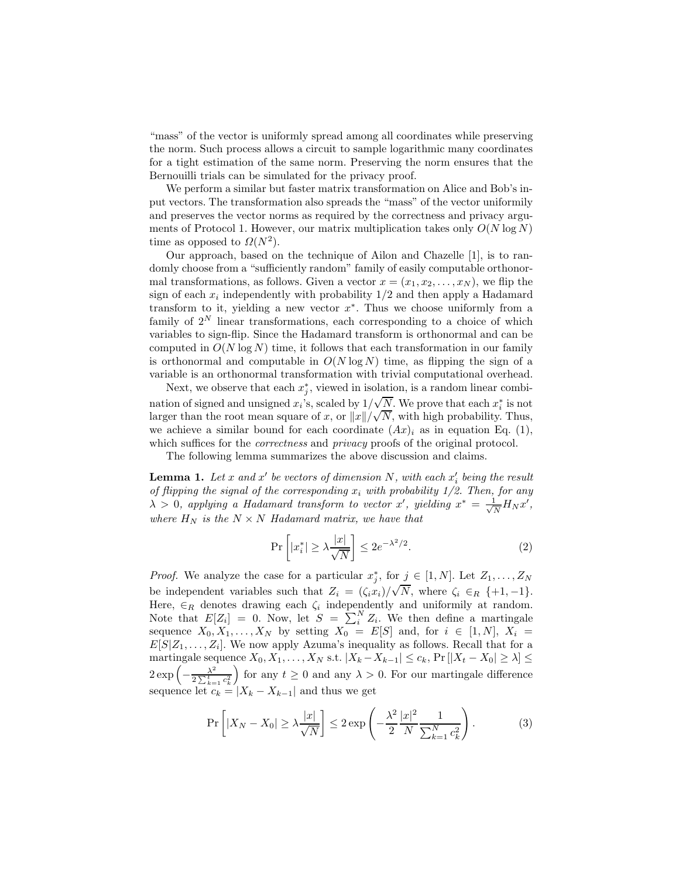"mass" of the vector is uniformly spread among all coordinates while preserving the norm. Such process allows a circuit to sample logarithmic many coordinates for a tight estimation of the same norm. Preserving the norm ensures that the Bernouilli trials can be simulated for the privacy proof.

We perform a similar but faster matrix transformation on Alice and Bob's input vectors. The transformation also spreads the "mass" of the vector uniformily and preserves the vector norms as required by the correctness and privacy arguments of Protocol 1. However, our matrix multiplication takes only $O(N \log N)$ time as opposed to $\Omega(N^2)$.

Our approach, based on the technique of Ailon and Chazelle [1], is to randomly choose from a "sufficiently random" family of easily computable orthonormal transformations, as follows. Given a vector $x = (x_1, x_2, \ldots, x_N)$, we flip the sign of each $x_i$ independently with probability $1/2$ and then apply a Hadamard transform to it, yielding a new vector $x^*$. Thus we choose uniformly from a family of $2^N$ linear transformations, each corresponding to a choice of which variables to sign-flip. Since the Hadamard transform is orthonormal and can be computed in $O(N \log N)$ time, it follows that each transformation in our family is orthonormal and computable in $O(N \log N)$ time, as flipping the sign of a variable is an orthonormal transformation with trivial computational overhead.

Next, we observe that each $x_j^*$, viewed in isolation, is a random linear combination of signed and unsigned $x_i$'s, scaled by $1/\sqrt{N}$. We prove that each $x_i^*$ is not larger than the root mean square of $x$, or $\|x\|/\sqrt{N}$, with high probability. Thus, we achieve a similar bound for each coordinate $(Ax)_i$ as in equation Eq. (1), which suffices for the *correctness* and *privacy* proofs of the original protocol.

The following lemma summarizes the above discussion and claims.

**Lemma 1.** *Let $x$ and $x'$ be vectors of dimension $N$, with each $x'_i$ being the result of flipping the signal of the corresponding $x_i$ with probability $1/2$. Then, for any $\lambda > 0$, applying a Hadamard transform to vector $x'$, yielding $x^* = \frac{1}{\sqrt{N}} H_N x'$, where $H_N$ is the $N \times N$ Hadamard matrix, we have that*

$$\Pr\left[|x_i^*| \geq \lambda \frac{|x|}{\sqrt{N}}\right] \leq 2e^{-\lambda^2/2}. \tag{2}$$

*Proof.* We analyze the case for a particular $x_j^*$, for $j \in [1, N]$. Let $Z_1, \ldots, Z_N$ be independent variables such that $Z_i = (\zeta_i x_i)/\sqrt{N}$, where $\zeta_i \in_R \{+1, -1\}$. Here, $\in_R$ denotes drawing each $\zeta_i$ independently and uniformily at random. Note that $E[Z_i] = 0$. Now, let $S = \sum_i^N Z_i$. We then define a martingale sequence $X_0, X_1, \ldots, X_N$ by setting $X_0 = E[S]$ and, for $i \in [1, N]$, $X_i = E[S|Z_1, \ldots, Z_i]$. We now apply Azuma's inequality as follows. Recall that for a martingale sequence $X_0, X_1, \ldots, X_N$ s.t. $|X_k - X_{k-1}| \leq c_k$, $\Pr[|X_t - X_0| \geq \lambda] \leq 2\exp\left(-\frac{\lambda^2}{2\sum_{k=1}^{t} c_k^2}\right)$ for any $t \geq 0$ and any $\lambda > 0$. For our martingale difference sequence let $c_k = |X_k - X_{k-1}|$ and thus we get

$$\Pr\left[|X_N - X_0| \geq \lambda \frac{|x|}{\sqrt{N}}\right] \leq 2\exp\left(-\frac{\lambda^2}{2}\frac{|x|^2}{N}\frac{1}{\sum_{k=1}^{N} c_k^2}\right). \tag{3}$$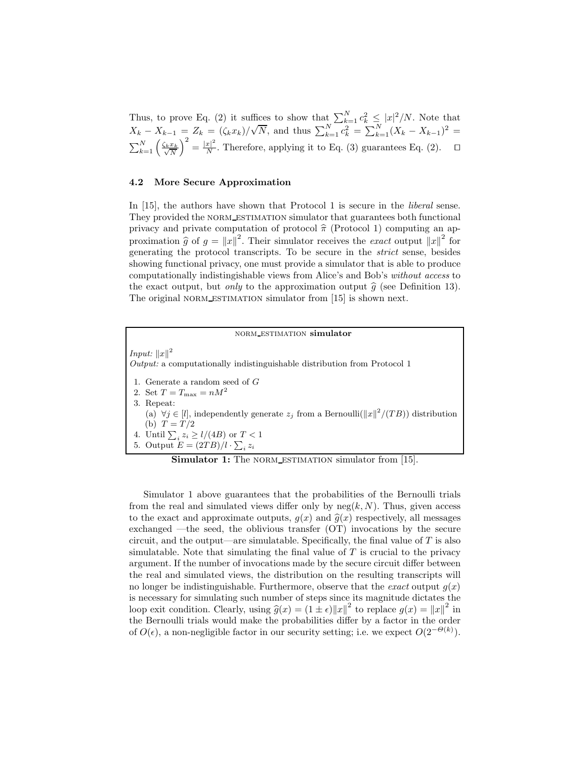Thus, to prove Eq. (2) it suffices to show that $\sum_{k=1}^{N} c_k^2 \leq |x|^2/N$. Note that $X_k - X_{k-1} = Z_k = (\zeta_k x_k)/\sqrt{N}$, and thus $\sum_{k=1}^{N} c_k^2 = \sum_{k=1}^{N}(X_k - X_{k-1})^2 = \sum_{k=1}^{N} \left(\frac{\zeta_k x_k}{\sqrt{N}}\right)^2 = \frac{|x|^2}{N}$. Therefore, applying it to Eq. (3) guarantees Eq. (2). □

### 4.2 More Secure Approximation

In [15], the authors have shown that Protocol 1 is secure in the *liberal* sense. They provided the NORM_ESTIMATION simulator that guarantees both functional privacy and private computation of protocol $\widehat{\pi}$ (Protocol 1) computing an approximation $\widehat{g}$ of $g = \|x\|^2$. Their simulator receives the *exact* output $\|x\|^2$ for generating the protocol transcripts. To be secure in the *strict* sense, besides showing functional privacy, one must provide a simulator that is able to produce computationally indistingishable views from Alice's and Bob's *without access* to the exact output, but *only* to the approximation output $\widehat{g}$ (see Definition 13). The original NORM_ESTIMATION simulator from [15] is shown next.

**NORM_ESTIMATION simulator**

*Input:* $\|x\|^2$
*Output:* a computationally indistinguishable distribution from Protocol 1

1. Generate a random seed of $G$
2. Set $T = T_{\max} = nM^2$
3. Repeat:
   (a) $\forall j \in [l]$, independently generate $z_j$ from a Bernoulli($\|x\|^2/(TB)$) distribution
   (b) $T = T/2$
4. Until $\sum_i z_i \geq l/(4B)$ or $T < 1$
5. Output $E = (2TB)/l \cdot \sum_i z_i$

**Simulator 1:** The NORM_ESTIMATION simulator from [15].

Simulator 1 above guarantees that the probabilities of the Bernoulli trials from the real and simulated views differ only by $\text{neg}(k, N)$. Thus, given access to the exact and approximate outputs, $g(x)$ and $\widehat{g}(x)$ respectively, all messages exchanged —the seed, the oblivious transfer (OT) invocations by the secure circuit, and the output—are simulatable. Specifically, the final value of $T$ is also simulatable. Note that simulating the final value of $T$ is crucial to the privacy argument. If the number of invocations made by the secure circuit differ between the real and simulated views, the distribution on the resulting transcripts will no longer be indistinguishable. Furthermore, observe that the *exact* output $g(x)$ is necessary for simulating such number of steps since its magnitude dictates the loop exit condition. Clearly, using $\widehat{g}(x) = (1 \pm \epsilon)\|x\|^2$ to replace $g(x) = \|x\|^2$ in the Bernoulli trials would make the probabilities differ by a factor in the order of $O(\epsilon)$, a non-negligible factor in our security setting; i.e. we expect $O(2^{-\Theta(k)})$.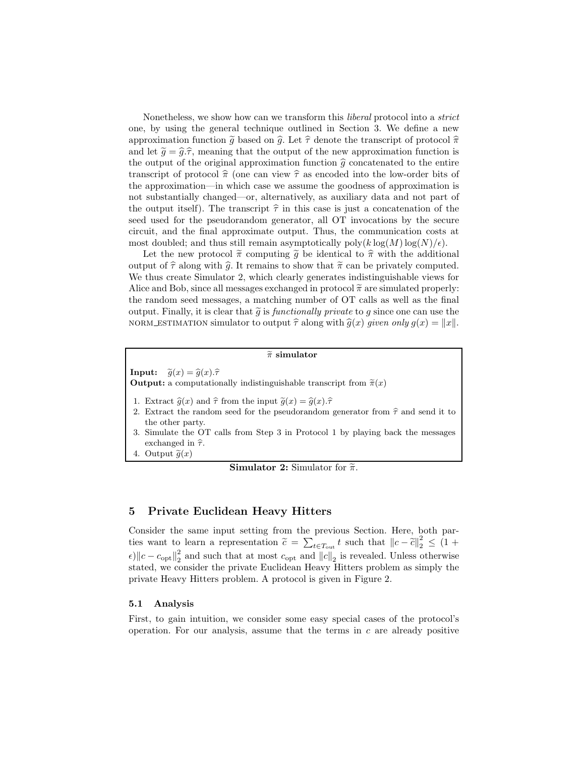Nonetheless, we show how can we transform this *liberal* protocol into a *strict* one, by using the general technique outlined in Section 3. We define a new approximation function $\widetilde{g}$ based on $\widehat{g}$. Let $\widehat{\tau}$ denote the transcript of protocol $\widehat{\pi}$ and let $\widetilde{g} = \widehat{g}.\widehat{\tau}$, meaning that the output of the new approximation function is the output of the original approximation function $\widehat{g}$ concatenated to the entire transcript of protocol $\widehat{\pi}$ (one can view $\widehat{\tau}$ as encoded into the low-order bits of the approximation—in which case we assume the goodness of approximation is not substantially changed—or, alternatively, as auxiliary data and not part of the output itself). The transcript $\widehat{\tau}$ in this case is just a concatenation of the seed used for the pseudorandom generator, all OT invocations by the secure circuit, and the final approximate output. Thus, the communication costs at most doubled; and thus still remain asymptotically $\text{poly}(k \log(M) \log(N)/\epsilon)$.

Let the new protocol $\widetilde{\pi}$ computing $\widetilde{g}$ be identical to $\widehat{\pi}$ with the additional output of $\widehat{\tau}$ along with $\widehat{g}$. It remains to show that $\widetilde{\pi}$ can be privately computed. We thus create Simulator 2, which clearly generates indistinguishable views for Alice and Bob, since all messages exchanged in protocol $\widetilde{\pi}$ are simulated properly: the random seed messages, a matching number of OT calls as well as the final output. Finally, it is clear that $\widetilde{g}$ is *functionally private* to $g$ since one can use the NORM_ESTIMATION simulator to output $\widehat{\tau}$ along with $\widehat{g}(x)$ *given only* $g(x) = \|x\|$.

---

**$\widetilde{\pi}$ simulator**

**Input:** $\widetilde{g}(x) = \widehat{g}(x).\widehat{\tau}$
**Output:** a computationally indistinguishable transcript from $\widetilde{\pi}(x)$

1. Extract $\widehat{g}(x)$ and $\widehat{\tau}$ from the input $\widetilde{g}(x) = \widehat{g}(x).\widehat{\tau}$
2. Extract the random seed for the pseudorandom generator from $\widehat{\tau}$ and send it to the other party.
3. Simulate the OT calls from Step 3 in Protocol 1 by playing back the messages exchanged in $\widehat{\tau}$.
4. Output $\widetilde{g}(x)$

---

**Simulator 2:** Simulator for $\widetilde{\pi}$.

## 5 Private Euclidean Heavy Hitters

Consider the same input setting from the previous Section. Here, both parties want to learn a representation $\widetilde{c} = \sum_{t \in T_{\text{out}}} t$ such that $\|c - \widetilde{c}\|_2^2 \leq (1 + \epsilon)\|c - c_{\text{opt}}\|_2^2$ and such that at most $c_{\text{opt}}$ and $\|c\|_2$ is revealed. Unless otherwise stated, we consider the private Euclidean Heavy Hitters problem as simply the private Heavy Hitters problem. A protocol is given in Figure 2.

### 5.1 Analysis

First, to gain intuition, we consider some easy special cases of the protocol's operation. For our analysis, assume that the terms in $c$ are already positive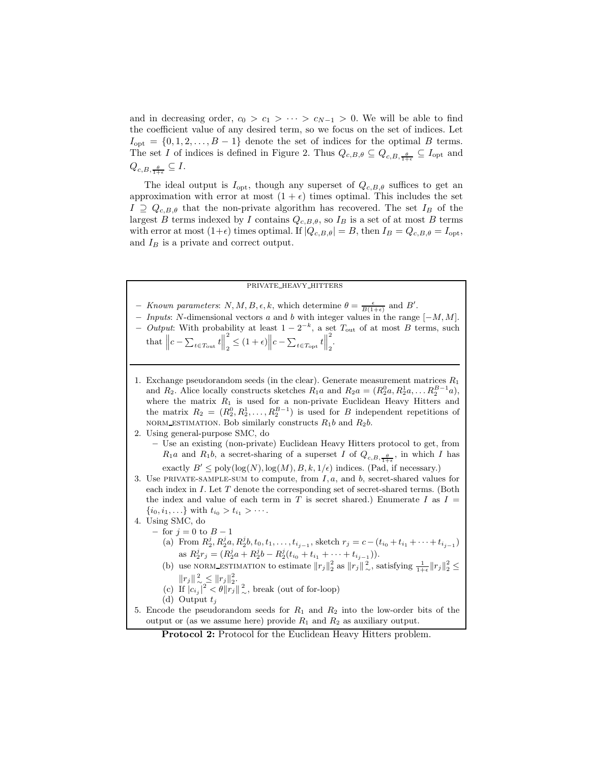and in decreasing order, $c_0 > c_1 > \cdots > c_{N-1} > 0$. We will be able to find the coefficient value of any desired term, so we focus on the set of indices. Let $I_{\rm opt} = \{0, 1, 2, \ldots, B-1\}$ denote the set of indices for the optimal $B$ terms. The set $I$ of indices is defined in Figure 2. Thus $Q_{c,B,\theta} \subseteq Q_{c,B,\frac{\theta}{1+\epsilon}} \subseteq I_{\rm opt}$ and $Q_{c,B,\frac{\theta}{1+\epsilon}} \subseteq I$.

The ideal output is $I_{\rm opt}$, though any superset of $Q_{c,B,\theta}$ suffices to get an approximation with error at most $(1+\epsilon)$ times optimal. This includes the set $I \supseteq Q_{c,B,\theta}$ that the non-private algorithm has recovered. The set $I_B$ of the largest $B$ terms indexed by $I$ contains $Q_{c,B,\theta}$, so $I_B$ is a set of at most $B$ terms with error at most $(1+\epsilon)$ times optimal. If $|Q_{c,B,\theta}| = B$, then $I_B = Q_{c,B,\theta} = I_{\rm opt}$, and $I_B$ is a private and correct output.

---

PRIVATE_HEAVY_HITTERS

- *Known parameters*: $N, M, B, \epsilon, k$, which determine $\theta = \frac{\epsilon}{B(1+\epsilon)}$ and $B'$.
- *Inputs*: $N$-dimensional vectors $a$ and $b$ with integer values in the range $[-M, M]$.
- *Output*: With probability at least $1 - 2^{-k}$, a set $T_{\rm out}$ of at most $B$ terms, such that $\left\| c - \sum_{t \in T_{\rm out}} t \right\|_2^2 \leq (1+\epsilon) \left\| c - \sum_{t \in T_{\rm opt}} t \right\|_2^2$.

---

1. Exchange pseudorandom seeds (in the clear). Generate measurement matrices $R_1$ and $R_2$. Alice locally constructs sketches $R_1 a$ and $R_2 a = (R_2^0 a, R_2^1 a, \ldots R_2^{B-1} a)$, where the matrix $R_1$ is used for a non-private Euclidean Heavy Hitters and the matrix $R_2 = (R_2^0, R_2^1, \ldots, R_2^{B-1})$ is used for $B$ independent repetitions of NORM_ESTIMATION. Bob similarly constructs $R_1 b$ and $R_2 b$.
2. Using general-purpose SMC, do
   - Use an existing (non-private) Euclidean Heavy Hitters protocol to get, from $R_1 a$ and $R_1 b$, a secret-sharing of a superset $I$ of $Q_{c,B,\frac{\theta}{1+\epsilon}}$, in which $I$ has exactly $B' \leq \mathrm{poly}(\log(N), \log(M), B, k, 1/\epsilon)$ indices. (Pad, if necessary.)
3. Use PRIVATE-SAMPLE-SUM to compute, from $I, a$, and $b$, secret-shared values for each index in $I$. Let $T$ denote the corresponding set of secret-shared terms. (Both the index and value of each term in $T$ is secret shared.) Enumerate $I$ as $I = \{i_0, i_1, \ldots\}$ with $t_{i_0} > t_{i_1} > \cdots$.
4. Using SMC, do
   - for $j = 0$ to $B-1$
     (a) From $R_2^j, R_2^j a, R_2^j b, t_0, t_1, \ldots, t_{i_{j-1}}$, sketch $r_j = c - (t_{i_0} + t_{i_1} + \cdots + t_{i_{j-1}})$ as $R_2^j r_j = (R_2^j a + R_2^j b - R_2^j(t_{i_0} + t_{i_1} + \cdots + t_{i_{j-1}}))$.
     (b) use NORM_ESTIMATION to estimate $\|r_j\|_2^2$ as $\|r_j\|_\sim^2$, satisfying $\frac{1}{1+\epsilon}\|r_j\|_2^2 \leq \|r_j\|_\sim^2 \leq \|r_j\|_2^2$.
     (c) If $|c_{i_j}|^2 < \theta \|r_j\|_\sim^2$, break (out of for-loop)
     (d) Output $t_j$
5. Encode the pseudorandom seeds for $R_1$ and $R_2$ into the low-order bits of the output or (as we assume here) provide $R_1$ and $R_2$ as auxiliary output.

**Protocol 2:** Protocol for the Euclidean Heavy Hitters problem.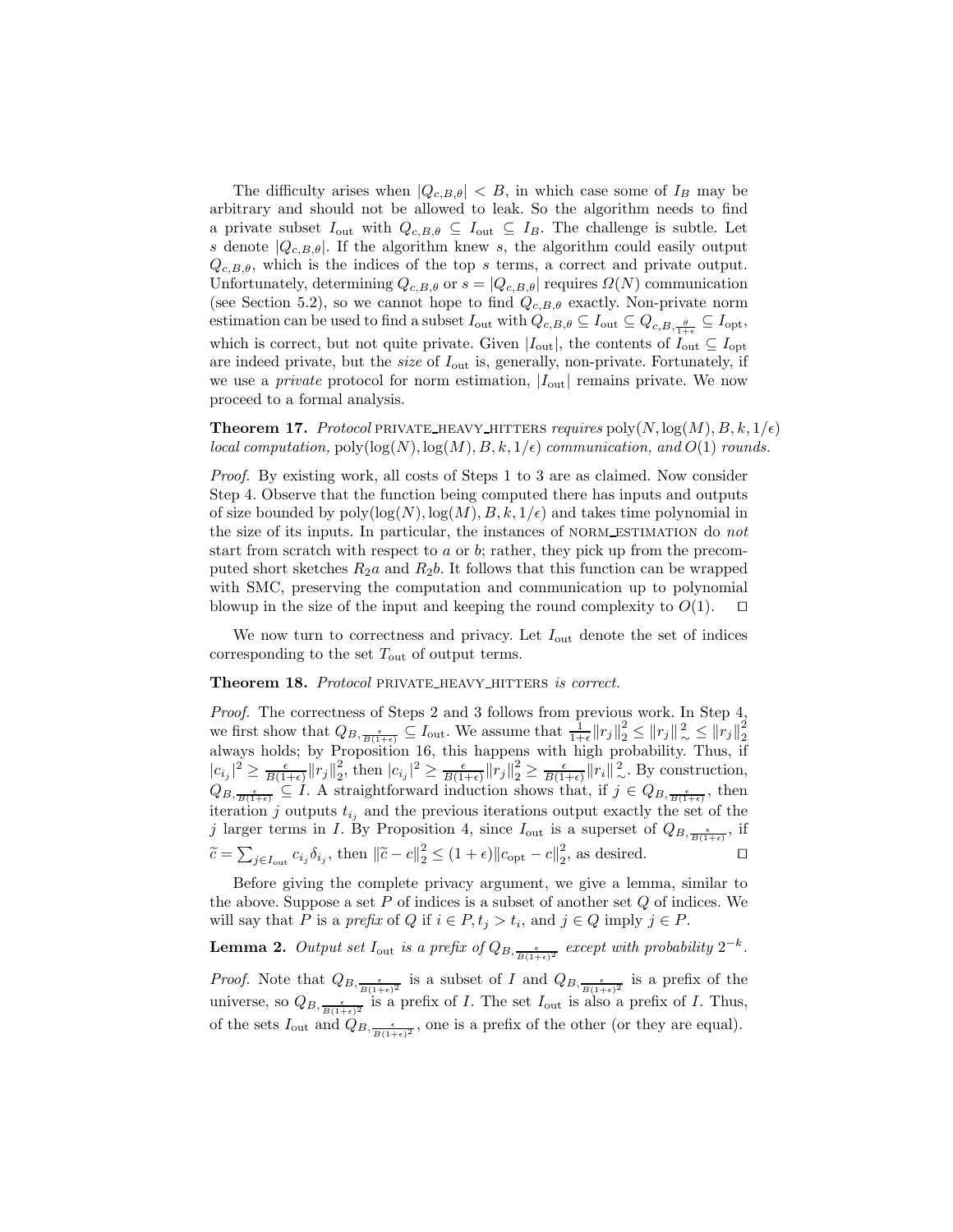The difficulty arises when $|Q_{c,B,\theta}| < B$, in which case some of $I_B$ may be arbitrary and should not be allowed to leak. So the algorithm needs to find a private subset $I_{\text{out}}$ with $Q_{c,B,\theta} \subseteq I_{\text{out}} \subseteq I_B$. The challenge is subtle. Let $s$ denote $|Q_{c,B,\theta}|$. If the algorithm knew $s$, the algorithm could easily output $Q_{c,B,\theta}$, which is the indices of the top $s$ terms, a correct and private output. Unfortunately, determining $Q_{c,B,\theta}$ or $s = |Q_{c,B,\theta}|$ requires $\Omega(N)$ communication (see Section 5.2), so we cannot hope to find $Q_{c,B,\theta}$ exactly. Non-private norm estimation can be used to find a subset $I_{\text{out}}$ with $Q_{c,B,\theta} \subseteq I_{\text{out}} \subseteq Q_{c,B,\frac{\theta}{1+\epsilon}} \subseteq I_{\text{opt}}$, which is correct, but not quite private. Given $|I_{\text{out}}|$, the contents of $I_{\text{out}} \subseteq I_{\text{opt}}$ are indeed private, but the *size* of $I_{\text{out}}$ is, generally, non-private. Fortunately, if we use a *private* protocol for norm estimation, $|I_{\text{out}}|$ remains private. We now proceed to a formal analysis.

**Theorem 17.** *Protocol* PRIVATE_HEAVY_HITTERS *requires* $\text{poly}(N, \log(M), B, k, 1/\epsilon)$ *local computation,* $\text{poly}(\log(N), \log(M), B, k, 1/\epsilon)$ *communication, and* $O(1)$ *rounds.*

*Proof.* By existing work, all costs of Steps 1 to 3 are as claimed. Now consider Step 4. Observe that the function being computed there has inputs and outputs of size bounded by $\text{poly}(\log(N), \log(M), B, k, 1/\epsilon)$ and takes time polynomial in the size of its inputs. In particular, the instances of NORM_ESTIMATION do *not* start from scratch with respect to $a$ or $b$; rather, they pick up from the precomputed short sketches $R_2 a$ and $R_2 b$. It follows that this function can be wrapped with SMC, preserving the computation and communication up to polynomial blowup in the size of the input and keeping the round complexity to $O(1)$. $\square$

We now turn to correctness and privacy. Let $I_{\text{out}}$ denote the set of indices corresponding to the set $T_{\text{out}}$ of output terms.

**Theorem 18.** *Protocol* PRIVATE_HEAVY_HITTERS *is correct.*

*Proof.* The correctness of Steps 2 and 3 follows from previous work. In Step 4, we first show that $Q_{B,\frac{\epsilon}{B(1+\epsilon)}} \subseteq I_{\text{out}}$. We assume that $\frac{1}{1+\epsilon}\|r_j\|_2^2 \le \|r_j\|_\sim^2 \le \|r_j\|_2^2$ always holds; by Proposition 16, this happens with high probability. Thus, if $|c_{i_j}|^2 \ge \frac{\epsilon}{B(1+\epsilon)}\|r_j\|_2^2$, then $|c_{i_j}|^2 \ge \frac{\epsilon}{B(1+\epsilon)}\|r_j\|_2^2 \ge \frac{\epsilon}{B(1+\epsilon)}\|r_i\|_\sim^2$. By construction, $Q_{B,\frac{\epsilon}{B(1+\epsilon)}} \subseteq I$. A straightforward induction shows that, if $j \in Q_{B,\frac{\epsilon}{B(1+\epsilon)}}$, then iteration $j$ outputs $t_{i_j}$ and the previous iterations output exactly the set of the $j$ larger terms in $I$. By Proposition 4, since $I_{\text{out}}$ is a superset of $Q_{B,\frac{\epsilon}{B(1+\epsilon)}}$, if $\widetilde{c} = \sum_{j \in I_{\text{out}}} c_{i_j}\delta_{i_j}$, then $\|\widetilde{c} - c\|_2^2 \le (1+\epsilon)\|c_{\text{opt}} - c\|_2^2$, as desired. $\square$

Before giving the complete privacy argument, we give a lemma, similar to the above. Suppose a set $P$ of indices is a subset of another set $Q$ of indices. We will say that $P$ is a *prefix* of $Q$ if $i \in P, t_j > t_i$, and $j \in Q$ imply $j \in P$.

**Lemma 2.** *Output set* $I_{\text{out}}$ *is a prefix of* $Q_{B,\frac{\epsilon}{B(1+\epsilon)^2}}$ *except with probability* $2^{-k}$.

*Proof.* Note that $Q_{B,\frac{\epsilon}{B(1+\epsilon)^2}}$ is a subset of $I$ and $Q_{B,\frac{\epsilon}{B(1+\epsilon)^2}}$ is a prefix of the universe, so $Q_{B,\frac{\epsilon}{B(1+\epsilon)^2}}$ is a prefix of $I$. The set $I_{\text{out}}$ is also a prefix of $I$. Thus, of the sets $I_{\text{out}}$ and $Q_{B,\frac{\epsilon}{B(1+\epsilon)^2}}$, one is a prefix of the other (or they are equal).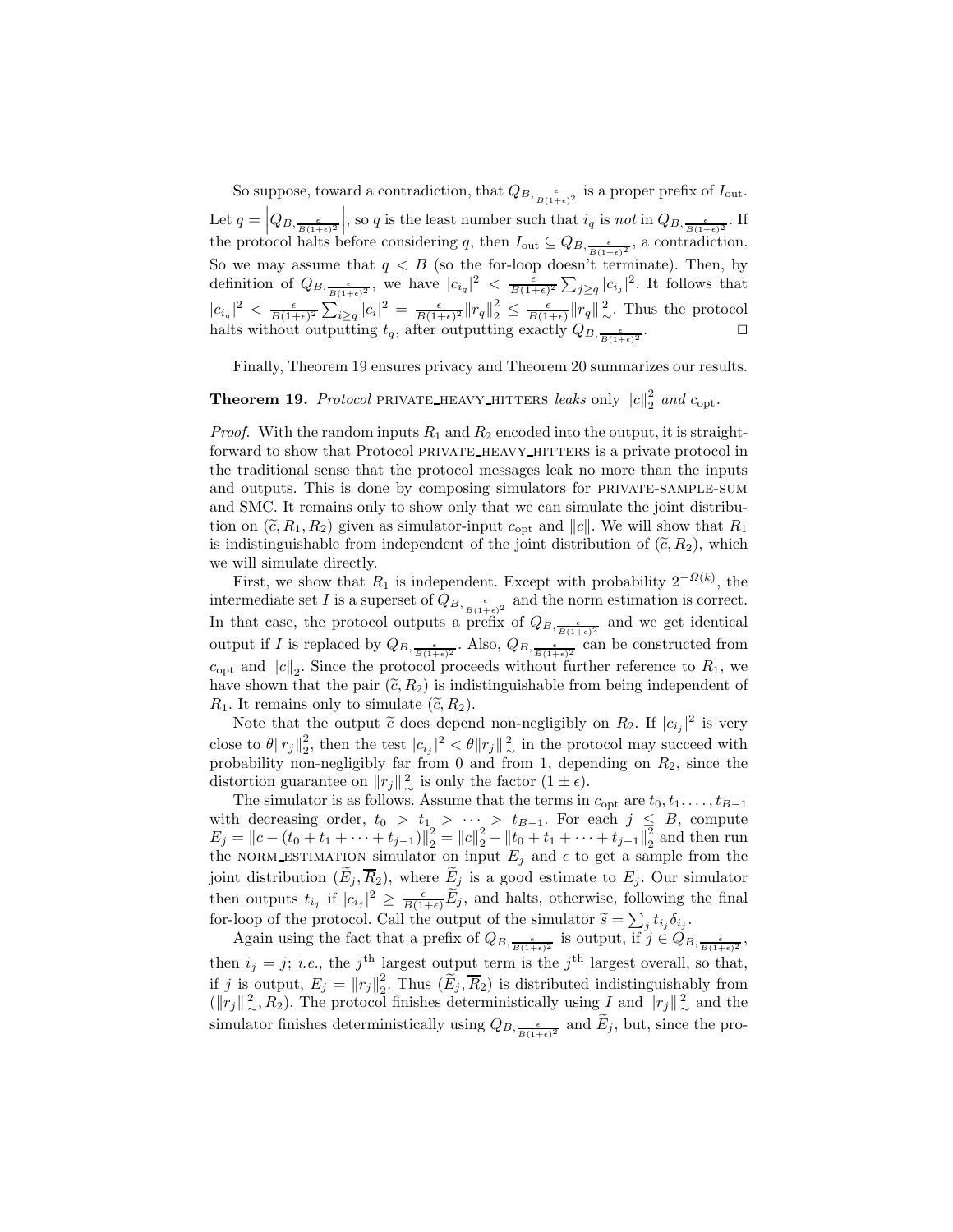So suppose, toward a contradiction, that $Q_{B,\frac{\epsilon}{B(1+\epsilon)^2}}$ is a proper prefix of $I_{\text{out}}$. Let $q = \left|Q_{B,\frac{\epsilon}{B(1+\epsilon)^2}}\right|$, so $q$ is the least number such that $i_q$ is *not* in $Q_{B,\frac{\epsilon}{B(1+\epsilon)^2}}$. If the protocol halts before considering $q$, then $I_{\text{out}} \subseteq Q_{B,\frac{\epsilon}{B(1+\epsilon)^2}}$, a contradiction. So we may assume that $q < B$ (so the for-loop doesn't terminate). Then, by definition of $Q_{B,\frac{\epsilon}{B(1+\epsilon)^2}}$, we have $|c_{i_q}|^2 < \frac{\epsilon}{B(1+\epsilon)^2}\sum_{j \geq q}|c_{i_j}|^2$. It follows that $|c_{i_q}|^2 < \frac{\epsilon}{B(1+\epsilon)^2}\sum_{i \geq q}|c_i|^2 = \frac{\epsilon}{B(1+\epsilon)^2}\|r_q\|_2^2 \leq \frac{\epsilon}{B(1+\epsilon)}\|r_q\|_{\sim}^2$. Thus the protocol halts without outputting $t_q$, after outputting exactly $Q_{B,\frac{\epsilon}{B(1+\epsilon)^2}}$. □

Finally, Theorem 19 ensures privacy and Theorem 20 summarizes our results.

**Theorem 19.** *Protocol* PRIVATE_HEAVY_HITTERS *leaks* only $\|c\|_2^2$ *and* $c_{\text{opt}}$.

*Proof.* With the random inputs $R_1$ and $R_2$ encoded into the output, it is straightforward to show that Protocol PRIVATE_HEAVY_HITTERS is a private protocol in the traditional sense that the protocol messages leak no more than the inputs and outputs. This is done by composing simulators for PRIVATE-SAMPLE-SUM and SMC. It remains only to show only that we can simulate the joint distribution on $(\widetilde{c}, R_1, R_2)$ given as simulator-input $c_{\text{opt}}$ and $\|c\|$. We will show that $R_1$ is indistinguishable from independent of the joint distribution of $(\widetilde{c}, R_2)$, which we will simulate directly.

First, we show that $R_1$ is independent. Except with probability $2^{-\Omega(k)}$, the intermediate set $I$ is a superset of $Q_{B,\frac{\epsilon}{B(1+\epsilon)^2}}$ and the norm estimation is correct. In that case, the protocol outputs a prefix of $Q_{B,\frac{\epsilon}{B(1+\epsilon)^2}}$ and we get identical output if $I$ is replaced by $Q_{B,\frac{\epsilon}{B(1+\epsilon)^2}}$. Also, $Q_{B,\frac{\epsilon}{B(1+\epsilon)^2}}$ can be constructed from $c_{\text{opt}}$ and $\|c\|_2$. Since the protocol proceeds without further reference to $R_1$, we have shown that the pair $(\widetilde{c}, R_2)$ is indistinguishable from being independent of $R_1$. It remains only to simulate $(\widetilde{c}, R_2)$.

Note that the output $\widetilde{c}$ does depend non-negligibly on $R_2$. If $|c_{i_j}|^2$ is very close to $\theta\|r_j\|_2^2$, then the test $|c_{i_j}|^2 < \theta\|r_j\|_{\sim}^2$ in the protocol may succeed with probability non-negligibly far from 0 and from 1, depending on $R_2$, since the distortion guarantee on $\|r_j\|_{\sim}^2$ is only the factor $(1 \pm \epsilon)$.

The simulator is as follows. Assume that the terms in $c_{\text{opt}}$ are $t_0, t_1, \ldots, t_{B-1}$ with decreasing order, $t_0 > t_1 > \cdots > t_{B-1}$. For each $j \leq B$, compute $E_j = \|c - (t_0 + t_1 + \cdots + t_{j-1})\|_2^2 = \|c\|_2^2 - \|t_0 + t_1 + \cdots + t_{j-1}\|_2^2$ and then run the NORM_ESTIMATION simulator on input $E_j$ and $\epsilon$ to get a sample from the joint distribution $(\widetilde{E}_j, \overline{R}_2)$, where $\widetilde{E}_j$ is a good estimate to $E_j$. Our simulator then outputs $t_{i_j}$ if $|c_{i_j}|^2 \geq \frac{\epsilon}{B(1+\epsilon)}\widetilde{E}_j$, and halts, otherwise, following the final for-loop of the protocol. Call the output of the simulator $\widetilde{s} = \sum_j t_{i_j}\delta_{i_j}$.

Again using the fact that a prefix of $Q_{B,\frac{\epsilon}{B(1+\epsilon)^2}}$ is output, if $j \in Q_{B,\frac{\epsilon}{B(1+\epsilon)^2}}$, then $i_j = j$; *i.e.*, the $j^{\text{th}}$ largest output term is the $j^{\text{th}}$ largest overall, so that, if $j$ is output, $E_j = \|r_j\|_2^2$. Thus $(\widetilde{E}_j, \overline{R}_2)$ is distributed indistinguishably from $(\|r_j\|_{\sim}^2, R_2)$. The protocol finishes deterministically using $I$ and $\|r_j\|_{\sim}^2$ and the simulator finishes deterministically using $Q_{B,\frac{\epsilon}{B(1+\epsilon)^2}}$ and $\widetilde{E}_j$, but, since the pro-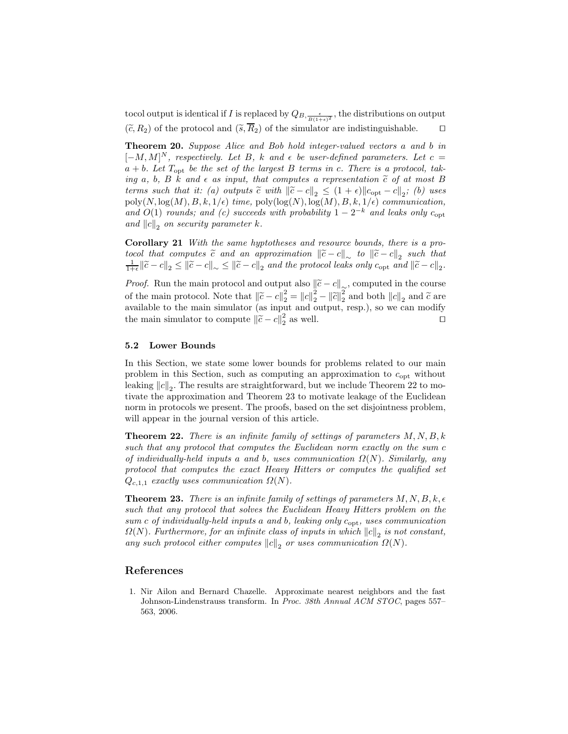tocol output is identical if $I$ is replaced by $Q_{B,\frac{\epsilon}{B(1+\epsilon)^2}}$, the distributions on output $(\widetilde{c}, R_2)$ of the protocol and $(\widetilde{s}, \overline{R}_2)$ of the simulator are indistinguishable. $\square$

**Theorem 20.** *Suppose Alice and Bob hold integer-valued vectors $a$ and $b$ in $[-M, M]^N$, respectively. Let $B$, $k$ and $\epsilon$ be user-defined parameters. Let $c = a + b$. Let $T_{\text{opt}}$ be the set of the largest $B$ terms in $c$. There is a protocol, taking $a$, $b$, $B$ $k$ and $\epsilon$ as input, that computes a representation $\widetilde{c}$ of at most $B$ terms such that it: (a) outputs $\widetilde{c}$ with $\|\widetilde{c} - c\|_2 \leq (1+\epsilon)\|c_{\text{opt}} - c\|_2$; (b) uses $\text{poly}(N, \log(M), B, k, 1/\epsilon)$ time, $\text{poly}(\log(N), \log(M), B, k, 1/\epsilon)$ communication, and $O(1)$ rounds; and (c) succeeds with probability $1 - 2^{-k}$ and leaks only $c_{\text{opt}}$ and $\|c\|_2$ on security parameter $k$.*

**Corollary 21** *With the same hyptotheses and resource bounds, there is a protocol that computes $\widetilde{c}$ and an approximation $\|\widetilde{c} - c\|_{\sim}$ to $\|\widetilde{c} - c\|_2$ such that $\frac{1}{1+\epsilon}\|\widetilde{c} - c\|_2 \leq \|\widetilde{c} - c\|_{\sim} \leq \|\widetilde{c} - c\|_2$ and the protocol leaks only $c_{\text{opt}}$ and $\|\widetilde{c} - c\|_2$.*

*Proof.* Run the main protocol and output also $\|\widetilde{c} - c\|_{\sim}$, computed in the course of the main protocol. Note that $\|\widetilde{c} - c\|_2^2 = \|c\|_2^2 - \|\widetilde{c}\|_2^2$ and both $\|c\|_2$ and $\widetilde{c}$ are available to the main simulator (as input and output, resp.), so we can modify the main simulator to compute $\|\widetilde{c} - c\|_2^2$ as well. $\square$

### 5.2 Lower Bounds

In this Section, we state some lower bounds for problems related to our main problem in this Section, such as computing an approximation to $c_{\text{opt}}$ without leaking $\|c\|_2$. The results are straightforward, but we include Theorem 22 to motivate the approximation and Theorem 23 to motivate leakage of the Euclidean norm in protocols we present. The proofs, based on the set disjointness problem, will appear in the journal version of this article.

**Theorem 22.** *There is an infinite family of settings of parameters $M, N, B, k$ such that any protocol that computes the Euclidean norm exactly on the sum $c$ of individually-held inputs $a$ and $b$, uses communication $\Omega(N)$. Similarly, any protocol that computes the exact Heavy Hitters or computes the qualified set $Q_{c,1,1}$ exactly uses communication $\Omega(N)$.*

**Theorem 23.** *There is an infinite family of settings of parameters $M, N, B, k, \epsilon$ such that any protocol that solves the Euclidean Heavy Hitters problem on the sum $c$ of individually-held inputs $a$ and $b$, leaking only $c_{\text{opt}}$, uses communication $\Omega(N)$. Furthermore, for an infinite class of inputs in which $\|c\|_2$ is not constant, any such protocol either computes $\|c\|_2$ or uses communication $\Omega(N)$.*

## References

1. Nir Ailon and Bernard Chazelle. Approximate nearest neighbors and the fast Johnson-Lindenstrauss transform. In *Proc. 38th Annual ACM STOC*, pages 557–563, 2006.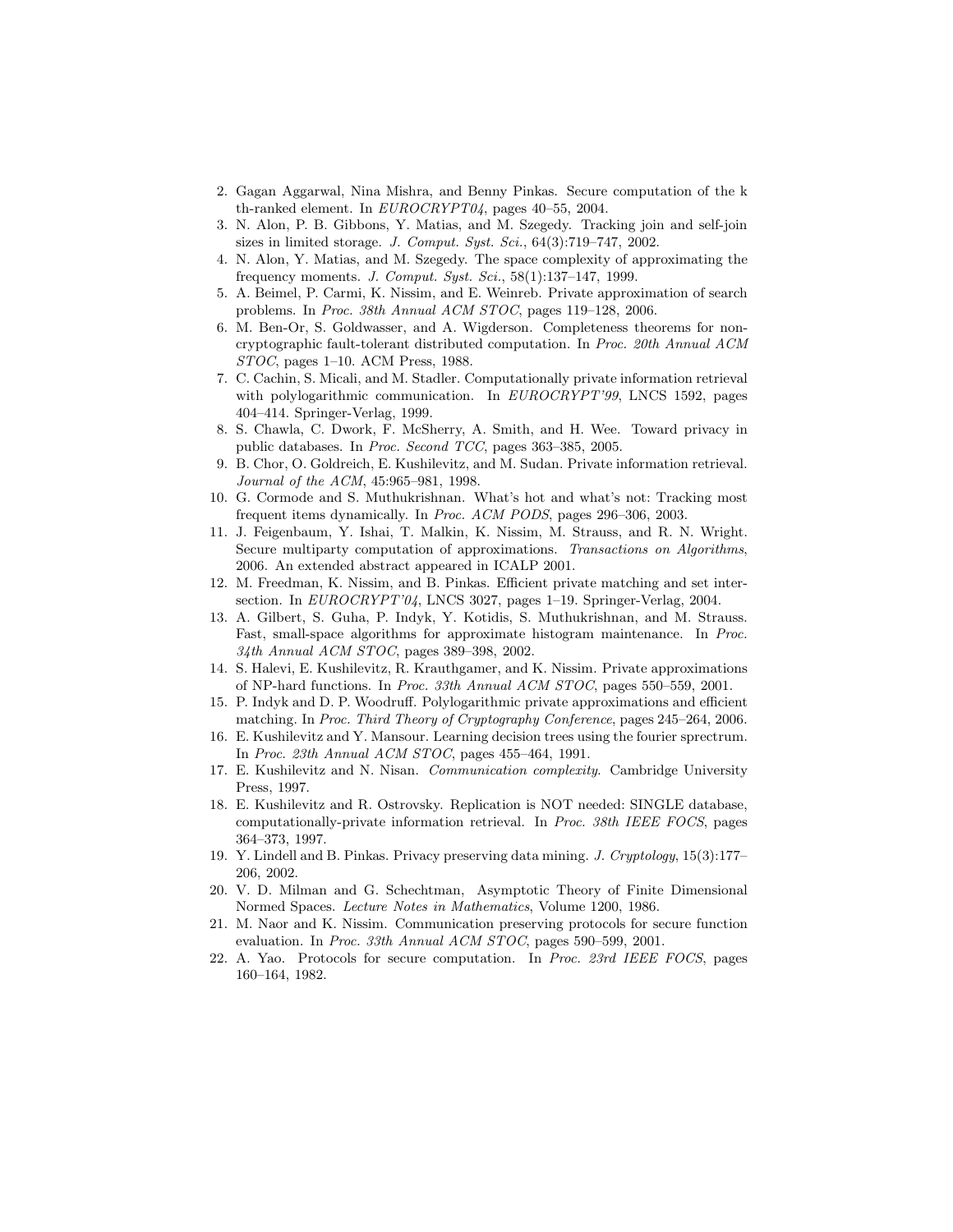2. Gagan Aggarwal, Nina Mishra, and Benny Pinkas. Secure computation of the k th-ranked element. In *EUROCRYPT04*, pages 40–55, 2004.
3. N. Alon, P. B. Gibbons, Y. Matias, and M. Szegedy. Tracking join and self-join sizes in limited storage. *J. Comput. Syst. Sci.*, 64(3):719–747, 2002.
4. N. Alon, Y. Matias, and M. Szegedy. The space complexity of approximating the frequency moments. *J. Comput. Syst. Sci.*, 58(1):137–147, 1999.
5. A. Beimel, P. Carmi, K. Nissim, and E. Weinreb. Private approximation of search problems. In *Proc. 38th Annual ACM STOC*, pages 119–128, 2006.
6. M. Ben-Or, S. Goldwasser, and A. Wigderson. Completeness theorems for non-cryptographic fault-tolerant distributed computation. In *Proc. 20th Annual ACM STOC*, pages 1–10. ACM Press, 1988.
7. C. Cachin, S. Micali, and M. Stadler. Computationally private information retrieval with polylogarithmic communication. In *EUROCRYPT'99*, LNCS 1592, pages 404–414. Springer-Verlag, 1999.
8. S. Chawla, C. Dwork, F. McSherry, A. Smith, and H. Wee. Toward privacy in public databases. In *Proc. Second TCC*, pages 363–385, 2005.
9. B. Chor, O. Goldreich, E. Kushilevitz, and M. Sudan. Private information retrieval. *Journal of the ACM*, 45:965–981, 1998.
10. G. Cormode and S. Muthukrishnan. What's hot and what's not: Tracking most frequent items dynamically. In *Proc. ACM PODS*, pages 296–306, 2003.
11. J. Feigenbaum, Y. Ishai, T. Malkin, K. Nissim, M. Strauss, and R. N. Wright. Secure multiparty computation of approximations. *Transactions on Algorithms*, 2006. An extended abstract appeared in ICALP 2001.
12. M. Freedman, K. Nissim, and B. Pinkas. Efficient private matching and set intersection. In *EUROCRYPT'04*, LNCS 3027, pages 1–19. Springer-Verlag, 2004.
13. A. Gilbert, S. Guha, P. Indyk, Y. Kotidis, S. Muthukrishnan, and M. Strauss. Fast, small-space algorithms for approximate histogram maintenance. In *Proc. 34th Annual ACM STOC*, pages 389–398, 2002.
14. S. Halevi, E. Kushilevitz, R. Krauthgamer, and K. Nissim. Private approximations of NP-hard functions. In *Proc. 33th Annual ACM STOC*, pages 550–559, 2001.
15. P. Indyk and D. P. Woodruff. Polylogarithmic private approximations and efficient matching. In *Proc. Third Theory of Cryptography Conference*, pages 245–264, 2006.
16. E. Kushilevitz and Y. Mansour. Learning decision trees using the fourier sprectrum. In *Proc. 23th Annual ACM STOC*, pages 455–464, 1991.
17. E. Kushilevitz and N. Nisan. *Communication complexity*. Cambridge University Press, 1997.
18. E. Kushilevitz and R. Ostrovsky. Replication is NOT needed: SINGLE database, computationally-private information retrieval. In *Proc. 38th IEEE FOCS*, pages 364–373, 1997.
19. Y. Lindell and B. Pinkas. Privacy preserving data mining. *J. Cryptology*, 15(3):177–206, 2002.
20. V. D. Milman and G. Schechtman, Asymptotic Theory of Finite Dimensional Normed Spaces. *Lecture Notes in Mathematics*, Volume 1200, 1986.
21. M. Naor and K. Nissim. Communication preserving protocols for secure function evaluation. In *Proc. 33th Annual ACM STOC*, pages 590–599, 2001.
22. A. Yao. Protocols for secure computation. In *Proc. 23rd IEEE FOCS*, pages 160–164, 1982.